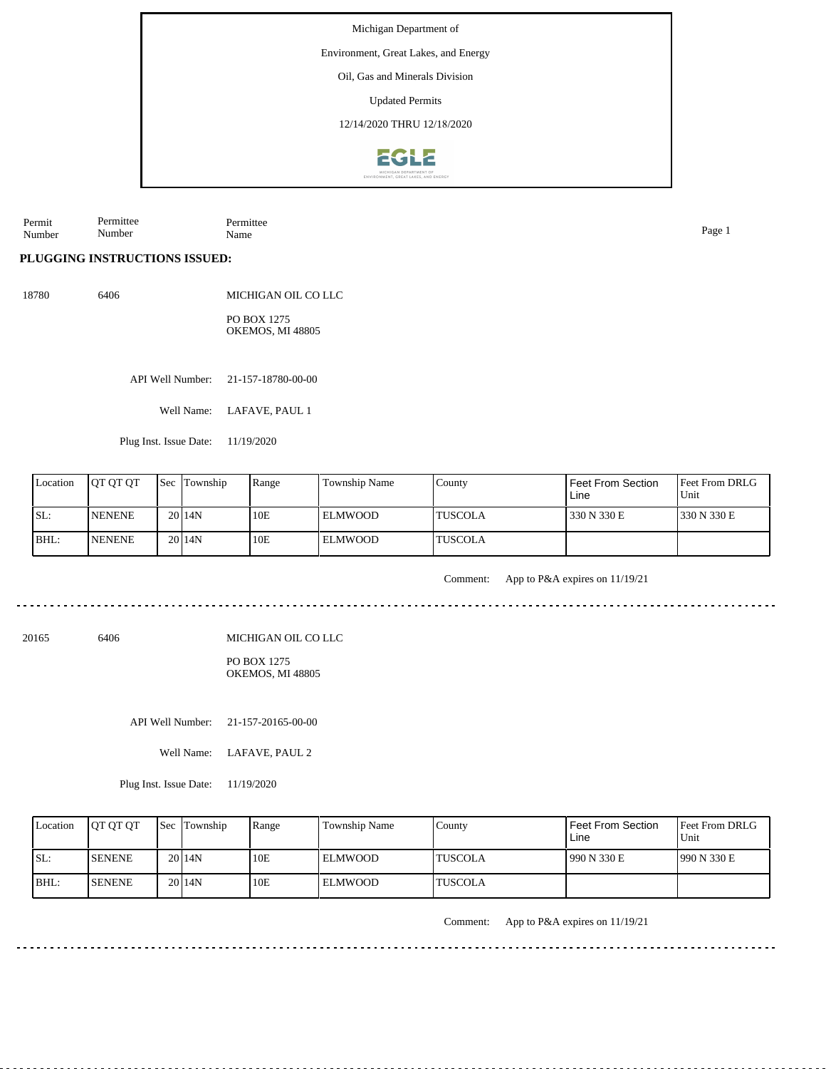Michigan Department of

Environment, Great Lakes, and Energy

Oil, Gas and Minerals Division

Updated Permits

12/14/2020 THRU 12/18/2020

| Permit Number | Permittee Number | Permittee Name |
|---|---|---|

**PLUGGING INSTRUCTIONS ISSUED:**

18780 6406 MICHIGAN OIL CO LLC

PO BOX 1275
OKEMOS, MI 48805

API Well Number: 21-157-18780-00-00

Well Name: LAFAVE, PAUL 1

Plug Inst. Issue Date: 11/19/2020

| Location | QT QT QT | Sec | Township | Range | Township Name | County | Feet From Section Line | Feet From DRLG Unit |
|---|---|---|---|---|---|---|---|---|
| SL: | NENENE | 20 | 14N | 10E | ELMWOOD | TUSCOLA | 330 N 330 E | 330 N 330 E |
| BHL: | NENENE | 20 | 14N | 10E | ELMWOOD | TUSCOLA | | |

Comment: App to P&A expires on 11/19/21

---

20165 6406 MICHIGAN OIL CO LLC

PO BOX 1275
OKEMOS, MI 48805

API Well Number: 21-157-20165-00-00

Well Name: LAFAVE, PAUL 2

Plug Inst. Issue Date: 11/19/2020

| Location | QT QT QT | Sec | Township | Range | Township Name | County | Feet From Section Line | Feet From DRLG Unit |
|---|---|---|---|---|---|---|---|---|
| SL: | SENENE | 20 | 14N | 10E | ELMWOOD | TUSCOLA | 990 N 330 E | 990 N 330 E |
| BHL: | SENENE | 20 | 14N | 10E | ELMWOOD | TUSCOLA | | |

Comment: App to P&A expires on 11/19/21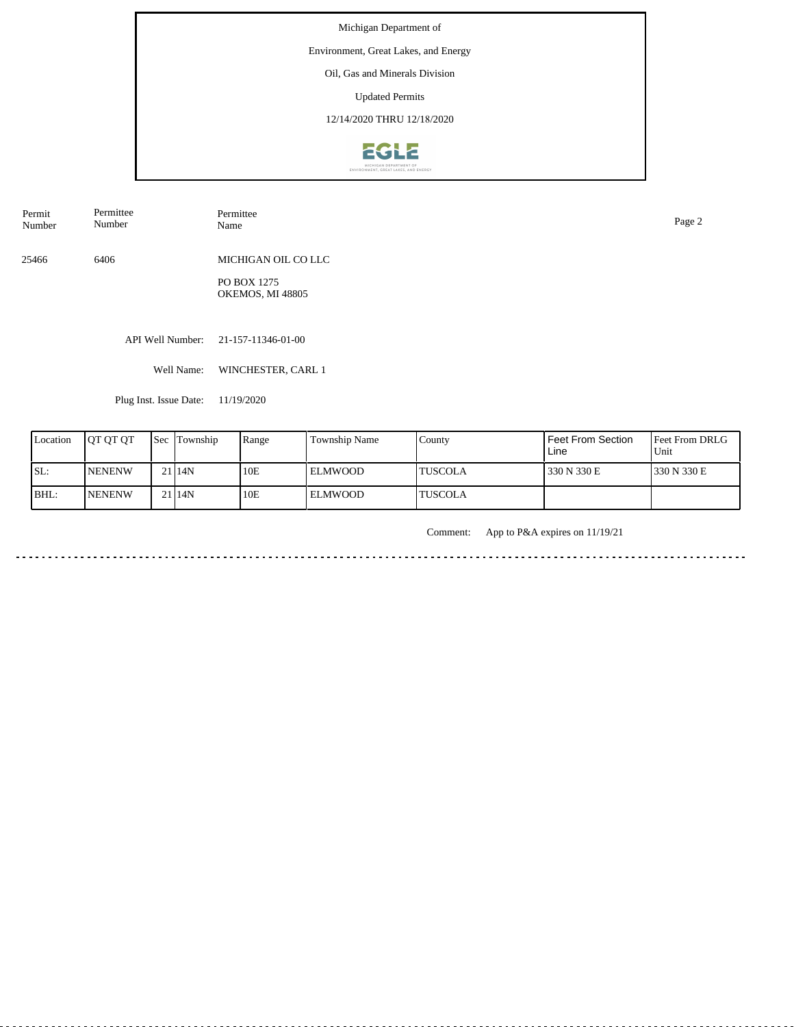Michigan Department of

Environment, Great Lakes, and Energy

Oil, Gas and Minerals Division

Updated Permits

12/14/2020 THRU 12/18/2020

| Permit Number | Permittee Number | Permittee Name |
|---|---|---|
| 25466 | 6406 | MICHIGAN OIL CO LLC<br>PO BOX 1275<br>OKEMOS, MI 48805 |

API Well Number: 21-157-11346-01-00

Well Name: WINCHESTER, CARL 1

Plug Inst. Issue Date: 11/19/2020

| Location | QT QT QT | Sec | Township | Range | Township Name | County | Feet From Section Line | Feet From DRLG Unit |
|---|---|---|---|---|---|---|---|---|
| SL: | NENENW | 21 | 14N | 10E | ELMWOOD | TUSCOLA | 330 N 330 E | 330 N 330 E |
| BHL: | NENENW | 21 | 14N | 10E | ELMWOOD | TUSCOLA | | |

Comment: App to P&A expires on 11/19/21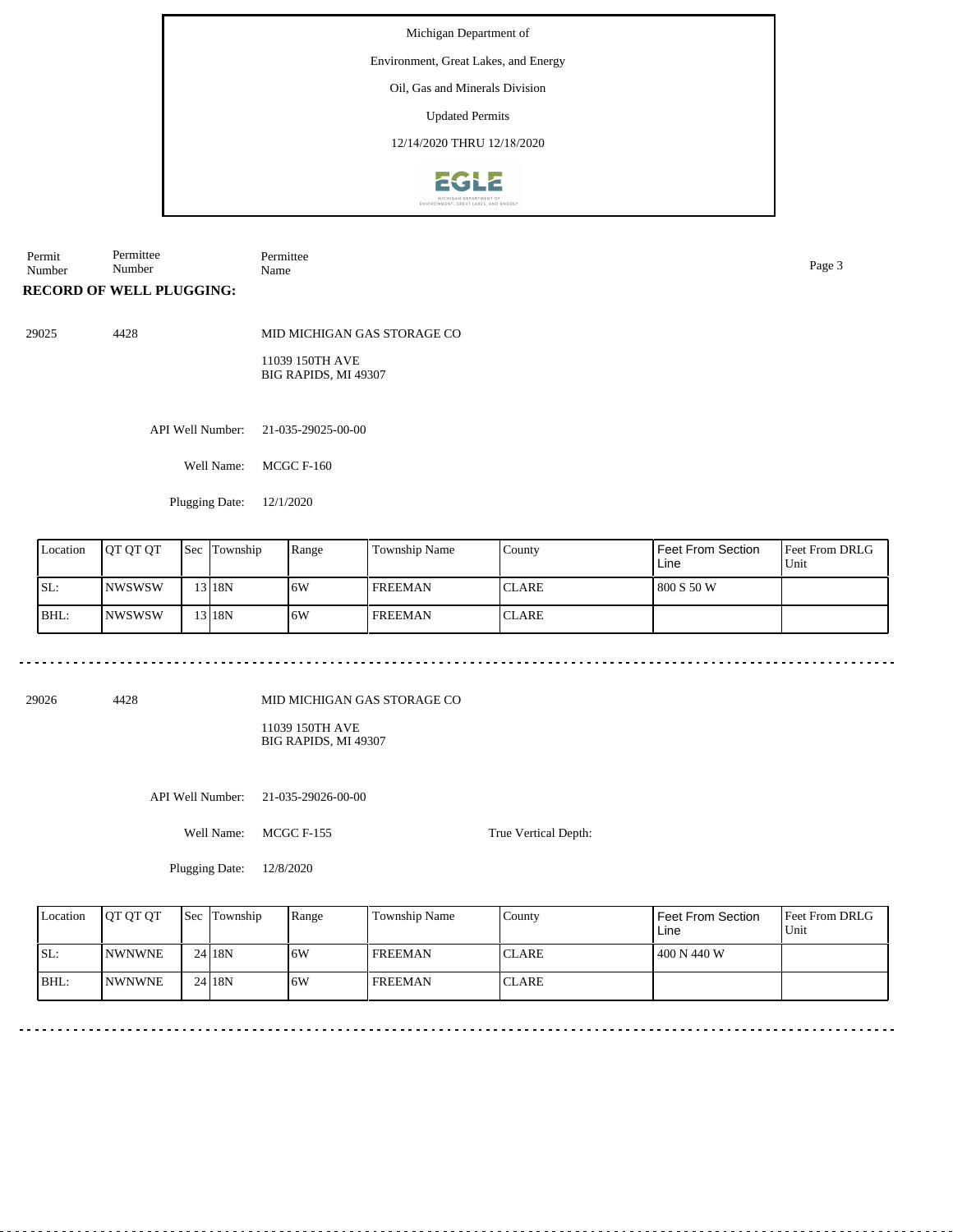Michigan Department of

Environment, Great Lakes, and Energy

Oil, Gas and Minerals Division

Updated Permits

12/14/2020 THRU 12/18/2020

| Permit Number | Permittee Number | Permittee Name |
|---|---|---|

**RECORD OF WELL PLUGGING:**

29025 | 4428 | MID MICHIGAN GAS STORAGE CO

11039 150TH AVE
BIG RAPIDS, MI 49307

API Well Number: 21-035-29025-00-00

Well Name: MCGC F-160

Plugging Date: 12/1/2020

| Location | QT QT QT | Sec | Township | Range | Township Name | County | Feet From Section Line | Feet From DRLG Unit |
|---|---|---|---|---|---|---|---|---|
| SL: | NWSWSW | 13 | 18N | 6W | FREEMAN | CLARE | 800 S 50 W | |
| BHL: | NWSWSW | 13 | 18N | 6W | FREEMAN | CLARE | | |

---

29026 | 4428 | MID MICHIGAN GAS STORAGE CO

11039 150TH AVE
BIG RAPIDS, MI 49307

API Well Number: 21-035-29026-00-00

Well Name: MCGC F-155

True Vertical Depth:

Plugging Date: 12/8/2020

| Location | QT QT QT | Sec | Township | Range | Township Name | County | Feet From Section Line | Feet From DRLG Unit |
|---|---|---|---|---|---|---|---|---|
| SL: | NWNWNE | 24 | 18N | 6W | FREEMAN | CLARE | 400 N 440 W | |
| BHL: | NWNWNE | 24 | 18N | 6W | FREEMAN | CLARE | | |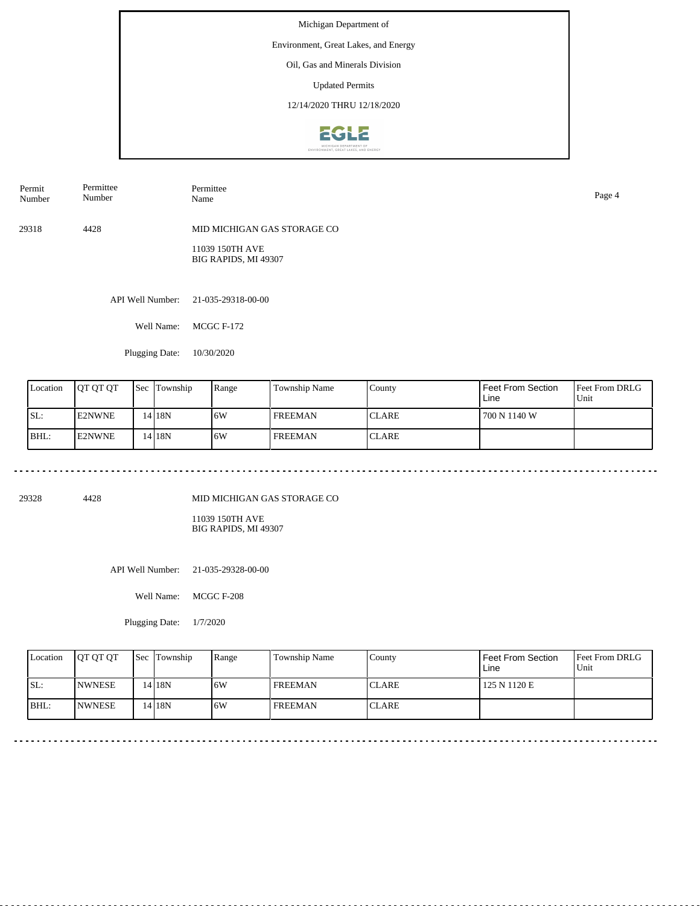Michigan Department of

Environment, Great Lakes, and Energy

Oil, Gas and Minerals Division

Updated Permits

12/14/2020 THRU 12/18/2020

| Permit Number | Permittee Number | Permittee Name |
|---|---|---|
| 29318 | 4428 | MID MICHIGAN GAS STORAGE CO |

11039 150TH AVE
BIG RAPIDS, MI 49307

API Well Number: 21-035-29318-00-00

Well Name: MCGC F-172

Plugging Date: 10/30/2020

| Location | QT QT QT | Sec | Township | Range | Township Name | County | Feet From Section Line | Feet From DRLG Unit |
|---|---|---|---|---|---|---|---|---|
| SL: | E2NWNE | 14 | 18N | 6W | FREEMAN | CLARE | 700 N 1140 W | |
| BHL: | E2NWNE | 14 | 18N | 6W | FREEMAN | CLARE | | |

---

| Permit Number | Permittee Number | Permittee Name |
|---|---|---|
| 29328 | 4428 | MID MICHIGAN GAS STORAGE CO |

11039 150TH AVE
BIG RAPIDS, MI 49307

API Well Number: 21-035-29328-00-00

Well Name: MCGC F-208

Plugging Date: 1/7/2020

| Location | QT QT QT | Sec | Township | Range | Township Name | County | Feet From Section Line | Feet From DRLG Unit |
|---|---|---|---|---|---|---|---|---|
| SL: | NWNESE | 14 | 18N | 6W | FREEMAN | CLARE | 125 N 1120 E | |
| BHL: | NWNESE | 14 | 18N | 6W | FREEMAN | CLARE | | |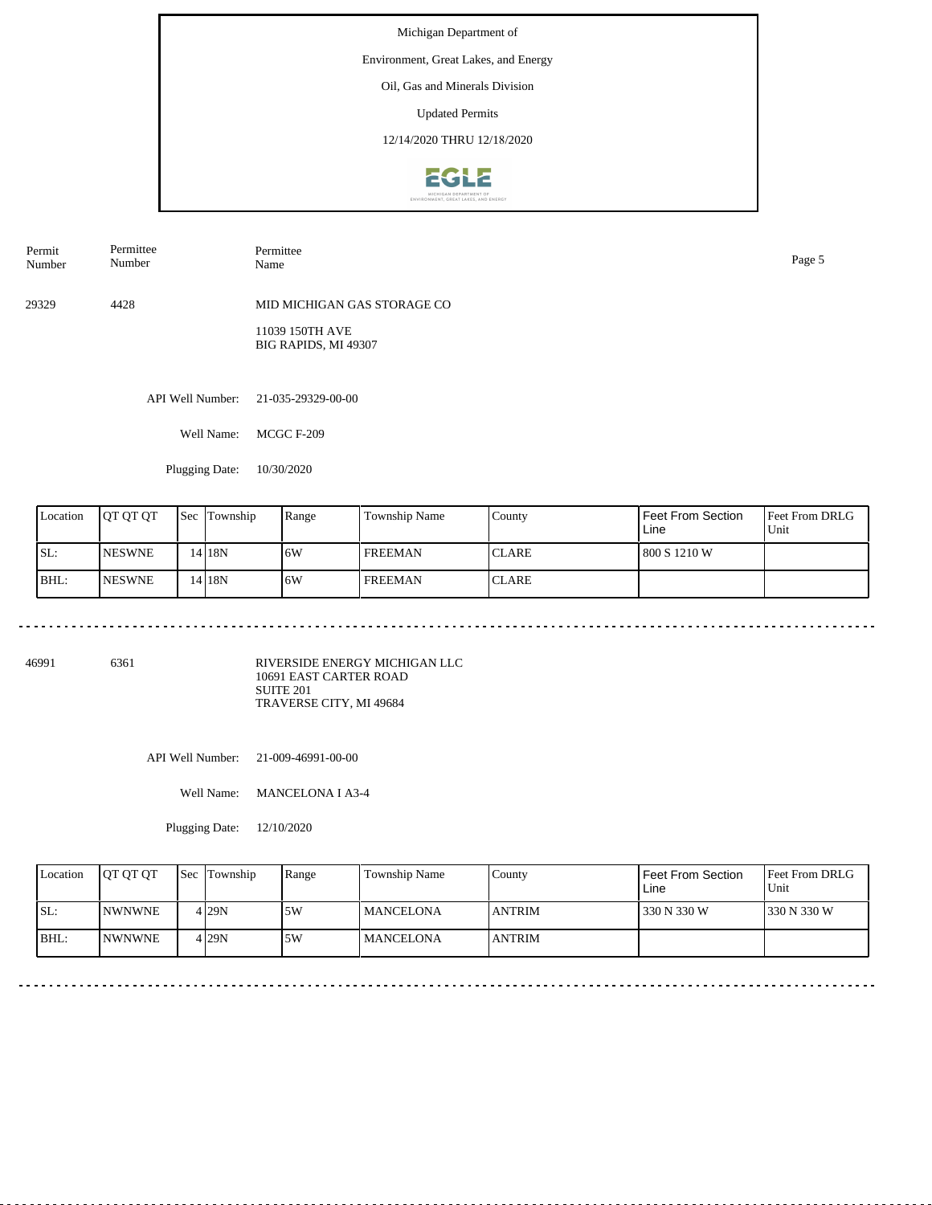Michigan Department of

Environment, Great Lakes, and Energy

Oil, Gas and Minerals Division

Updated Permits

12/14/2020 THRU 12/18/2020

| Permit Number | Permittee Number | Permittee Name |
|---|---|---|
| 29329 | 4428 | MID MICHIGAN GAS STORAGE CO<br>11039 150TH AVE<br>BIG RAPIDS, MI 49307 |

API Well Number: 21-035-29329-00-00

Well Name: MCGC F-209

Plugging Date: 10/30/2020

| Location | QT QT QT | Sec | Township | Range | Township Name | County | Feet From Section Line | Feet From DRLG Unit |
|---|---|---|---|---|---|---|---|---|
| SL: | NESWNE | 14 | 18N | 6W | FREEMAN | CLARE | 800 S 1210 W | |
| BHL: | NESWNE | 14 | 18N | 6W | FREEMAN | CLARE | | |

| Permit Number | Permittee Number | Permittee Name |
|---|---|---|
| 46991 | 6361 | RIVERSIDE ENERGY MICHIGAN LLC<br>10691 EAST CARTER ROAD<br>SUITE 201<br>TRAVERSE CITY, MI 49684 |

API Well Number: 21-009-46991-00-00

Well Name: MANCELONA I A3-4

Plugging Date: 12/10/2020

| Location | QT QT QT | Sec | Township | Range | Township Name | County | Feet From Section Line | Feet From DRLG Unit |
|---|---|---|---|---|---|---|---|---|
| SL: | NWNWNE | 4 | 29N | 5W | MANCELONA | ANTRIM | 330 N 330 W | 330 N 330 W |
| BHL: | NWNWNE | 4 | 29N | 5W | MANCELONA | ANTRIM | | |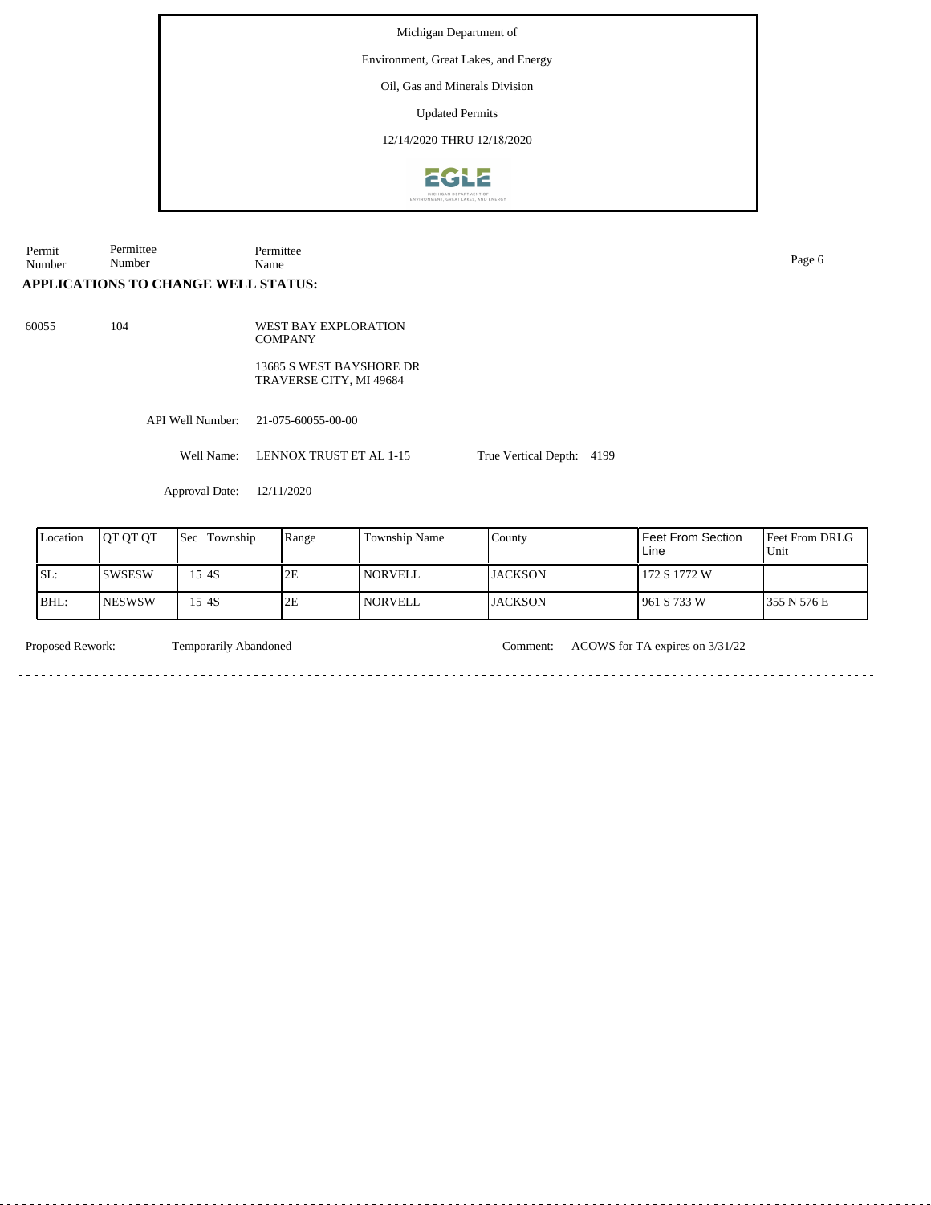Michigan Department of

Environment, Great Lakes, and Energy

Oil, Gas and Minerals Division

Updated Permits

12/14/2020 THRU 12/18/2020

| Permit Number | Permittee Number | Permittee Name |
|---|---|---|

## APPLICATIONS TO CHANGE WELL STATUS:

60055 104 WEST BAY EXPLORATION COMPANY

13685 S WEST BAYSHORE DR
TRAVERSE CITY, MI 49684

API Well Number: 21-075-60055-00-00

Well Name: LENNOX TRUST ET AL 1-15 True Vertical Depth: 4199

Approval Date: 12/11/2020

| Location | QT QT QT | Sec | Township | Range | Township Name | County | Feet From Section Line | Feet From DRLG Unit |
|---|---|---|---|---|---|---|---|---|
| SL: | SWSESW | 15 | 4S | 2E | NORVELL | JACKSON | 172 S 1772 W | |
| BHL: | NESWSW | 15 | 4S | 2E | NORVELL | JACKSON | 961 S 733 W | 355 N 576 E |

Proposed Rework: Temporarily Abandoned Comment: ACOWS for TA expires on 3/31/22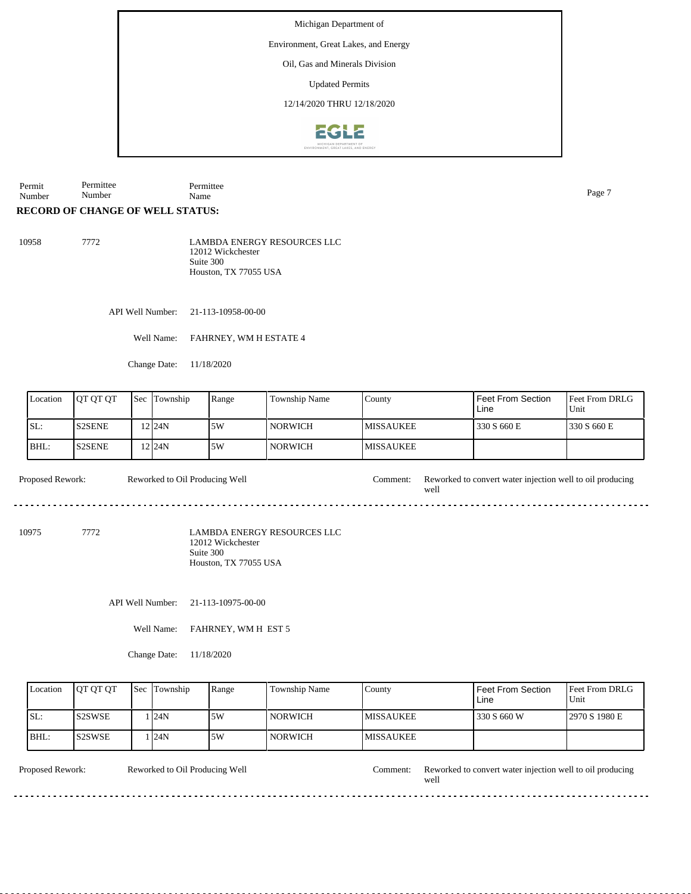Michigan Department of

Environment, Great Lakes, and Energy

Oil, Gas and Minerals Division

Updated Permits

12/14/2020 THRU 12/18/2020

| Permit Number | Permittee Number | Permittee Name |
|---|---|---|

**RECORD OF CHANGE OF WELL STATUS:**

10958 7772 LAMBDA ENERGY RESOURCES LLC
12012 Wickchester
Suite 300
Houston, TX 77055 USA

API Well Number: 21-113-10958-00-00

Well Name: FAHRNEY, WM H ESTATE 4

Change Date: 11/18/2020

| Location | QT QT QT | Sec | Township | Range | Township Name | County | Feet From Section Line | Feet From DRLG Unit |
|---|---|---|---|---|---|---|---|---|
| SL: | S2SENE | 12 | 24N | 5W | NORWICH | MISSAUKEE | 330 S 660 E | 330 S 660 E |
| BHL: | S2SENE | 12 | 24N | 5W | NORWICH | MISSAUKEE | | |

Proposed Rework: Reworked to Oil Producing Well

Comment: Reworked to convert water injection well to oil producing well

---

10975 7772 LAMBDA ENERGY RESOURCES LLC
12012 Wickchester
Suite 300
Houston, TX 77055 USA

API Well Number: 21-113-10975-00-00

Well Name: FAHRNEY, WM H EST 5

Change Date: 11/18/2020

| Location | QT QT QT | Sec | Township | Range | Township Name | County | Feet From Section Line | Feet From DRLG Unit |
|---|---|---|---|---|---|---|---|---|
| SL: | S2SWSE | 1 | 24N | 5W | NORWICH | MISSAUKEE | 330 S 660 W | 2970 S 1980 E |
| BHL: | S2SWSE | 1 | 24N | 5W | NORWICH | MISSAUKEE | | |

Proposed Rework: Reworked to Oil Producing Well

Comment: Reworked to convert water injection well to oil producing well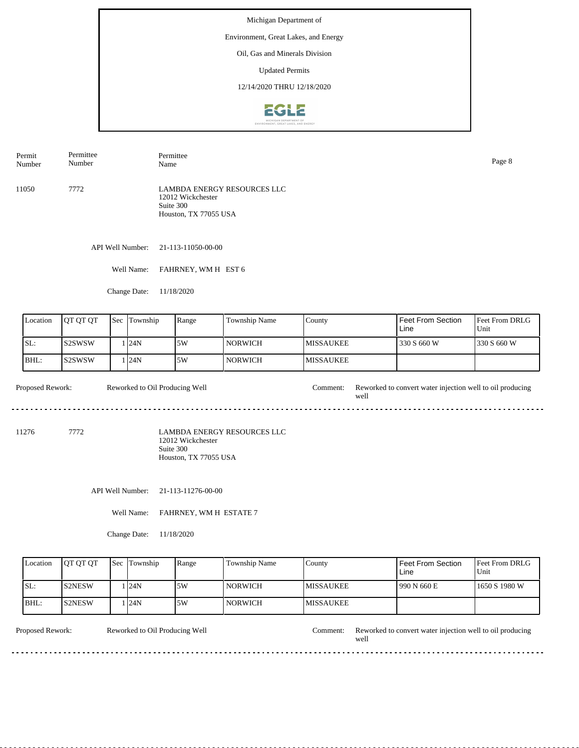Michigan Department of
Environment, Great Lakes, and Energy
Oil, Gas and Minerals Division
Updated Permits
12/14/2020 THRU 12/18/2020

| Permit Number | Permittee Number | Permittee Name |
|---|---|---|
| 11050 | 7772 | LAMBDA ENERGY RESOURCES LLC<br>12012 Wickchester<br>Suite 300<br>Houston, TX 77055 USA |

API Well Number: 21-113-11050-00-00

Well Name: FAHRNEY, WM H EST 6

Change Date: 11/18/2020

| Location | QT QT QT | Sec | Township | Range | Township Name | County | Feet From Section Line | Feet From DRLG Unit |
|---|---|---|---|---|---|---|---|---|
| SL: | S2SWSW | 1 | 24N | 5W | NORWICH | MISSAUKEE | 330 S 660 W | 330 S 660 W |
| BHL: | S2SWSW | 1 | 24N | 5W | NORWICH | MISSAUKEE | | |

Proposed Rework: Reworked to Oil Producing Well

Comment: Reworked to convert water injection well to oil producing well

---

| Permit Number | Permittee Number | Permittee Name |
|---|---|---|
| 11276 | 7772 | LAMBDA ENERGY RESOURCES LLC<br>12012 Wickchester<br>Suite 300<br>Houston, TX 77055 USA |

API Well Number: 21-113-11276-00-00

Well Name: FAHRNEY, WM H ESTATE 7

Change Date: 11/18/2020

| Location | QT QT QT | Sec | Township | Range | Township Name | County | Feet From Section Line | Feet From DRLG Unit |
|---|---|---|---|---|---|---|---|---|
| SL: | S2NESW | 1 | 24N | 5W | NORWICH | MISSAUKEE | 990 N 660 E | 1650 S 1980 W |
| BHL: | S2NESW | 1 | 24N | 5W | NORWICH | MISSAUKEE | | |

Proposed Rework: Reworked to Oil Producing Well

Comment: Reworked to convert water injection well to oil producing well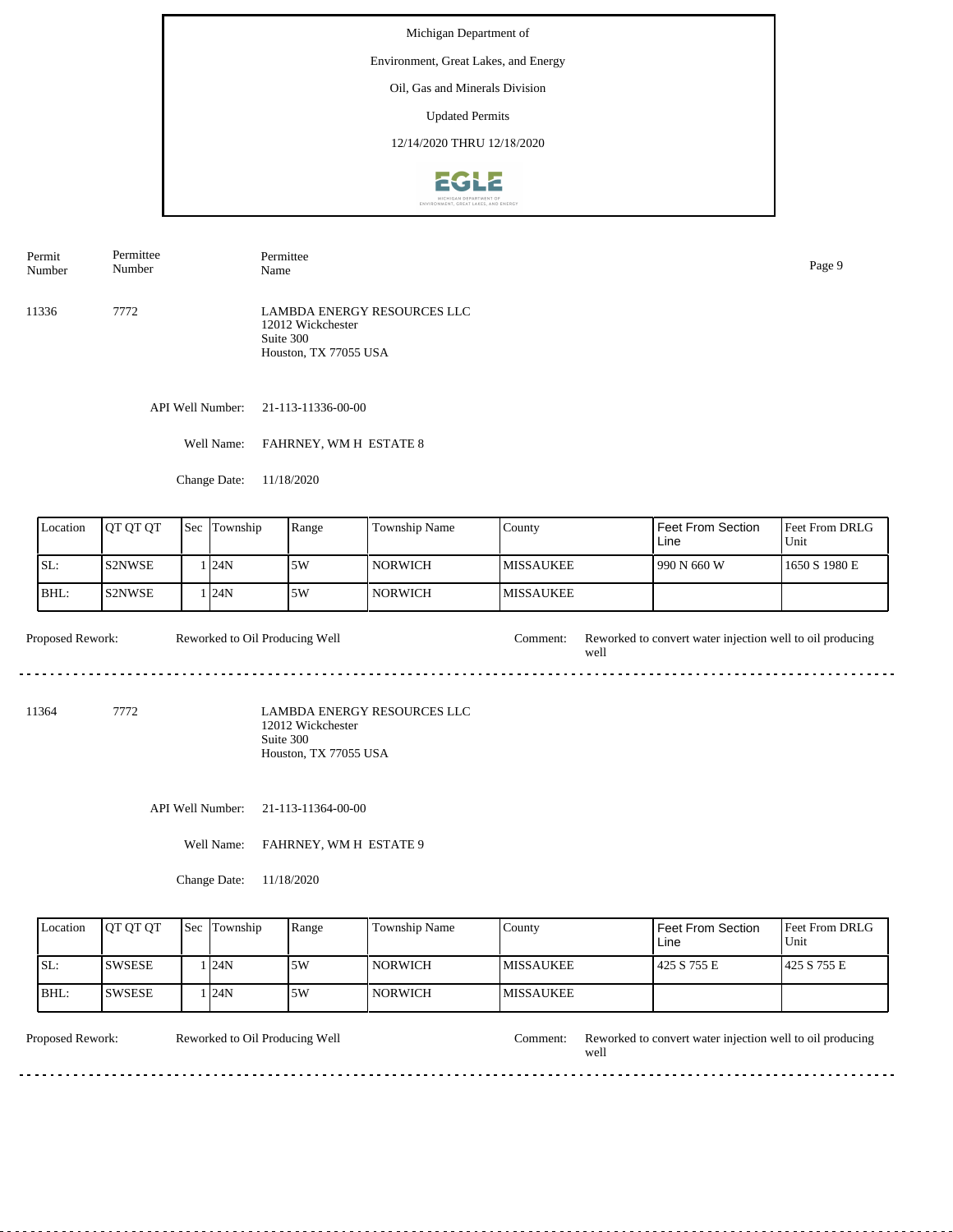Michigan Department of

Environment, Great Lakes, and Energy

Oil, Gas and Minerals Division

Updated Permits

12/14/2020 THRU 12/18/2020

| Permit Number | Permittee Number | Permittee Name |
|---|---|---|
| 11336 | 7772 | LAMBDA ENERGY RESOURCES LLC<br>12012 Wickchester<br>Suite 300<br>Houston, TX 77055 USA |

API Well Number: 21-113-11336-00-00

Well Name: FAHRNEY, WM H ESTATE 8

Change Date: 11/18/2020

| Location | QT QT QT | Sec | Township | Range | Township Name | County | Feet From Section Line | Feet From DRLG Unit |
|---|---|---|---|---|---|---|---|---|
| SL: | S2NWSE | 1 | 24N | 5W | NORWICH | MISSAUKEE | 990 N 660 W | 1650 S 1980 E |
| BHL: | S2NWSE | 1 | 24N | 5W | NORWICH | MISSAUKEE | | |

Proposed Rework: Reworked to Oil Producing Well

Comment: Reworked to convert water injection well to oil producing well

---

| Permit Number | Permittee Number | Permittee Name |
|---|---|---|
| 11364 | 7772 | LAMBDA ENERGY RESOURCES LLC<br>12012 Wickchester<br>Suite 300<br>Houston, TX 77055 USA |

API Well Number: 21-113-11364-00-00

Well Name: FAHRNEY, WM H ESTATE 9

Change Date: 11/18/2020

| Location | QT QT QT | Sec | Township | Range | Township Name | County | Feet From Section Line | Feet From DRLG Unit |
|---|---|---|---|---|---|---|---|---|
| SL: | SWSESE | 1 | 24N | 5W | NORWICH | MISSAUKEE | 425 S 755 E | 425 S 755 E |
| BHL: | SWSESE | 1 | 24N | 5W | NORWICH | MISSAUKEE | | |

Proposed Rework: Reworked to Oil Producing Well

Comment: Reworked to convert water injection well to oil producing well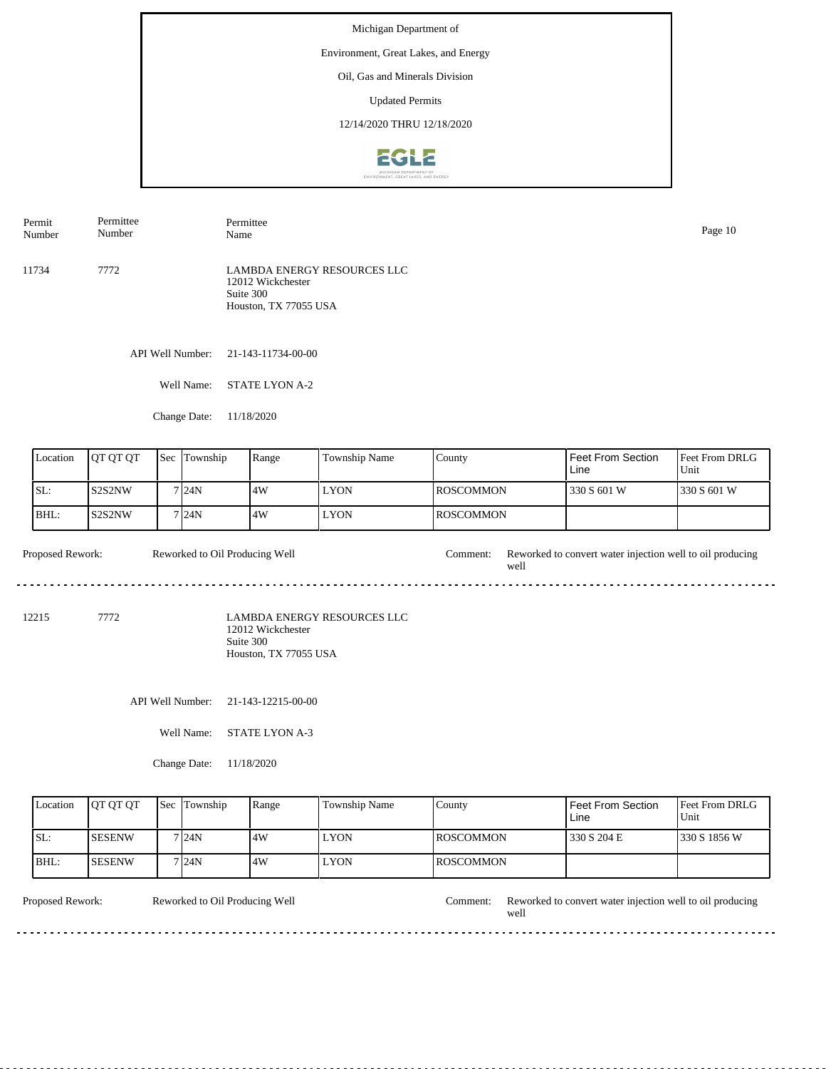Michigan Department of

Environment, Great Lakes, and Energy

Oil, Gas and Minerals Division

Updated Permits

12/14/2020 THRU 12/18/2020

| Permit Number | Permittee Number | Permittee Name |
|---|---|---|
| 11734 | 7772 | LAMBDA ENERGY RESOURCES LLC<br>12012 Wickchester<br>Suite 300<br>Houston, TX 77055 USA |

API Well Number: 21-143-11734-00-00

Well Name: STATE LYON A-2

Change Date: 11/18/2020

| Location | QT QT QT | Sec | Township | Range | Township Name | County | Feet From Section Line | Feet From DRLG Unit |
|---|---|---|---|---|---|---|---|---|
| SL: | S2S2NW | 7 | 24N | 4W | LYON | ROSCOMMON | 330 S 601 W | 330 S 601 W |
| BHL: | S2S2NW | 7 | 24N | 4W | LYON | ROSCOMMON | | |

Proposed Rework: Reworked to Oil Producing Well

Comment: Reworked to convert water injection well to oil producing well

---

| Permit Number | Permittee Number | Permittee Name |
|---|---|---|
| 12215 | 7772 | LAMBDA ENERGY RESOURCES LLC<br>12012 Wickchester<br>Suite 300<br>Houston, TX 77055 USA |

API Well Number: 21-143-12215-00-00

Well Name: STATE LYON A-3

Change Date: 11/18/2020

| Location | QT QT QT | Sec | Township | Range | Township Name | County | Feet From Section Line | Feet From DRLG Unit |
|---|---|---|---|---|---|---|---|---|
| SL: | SESENW | 7 | 24N | 4W | LYON | ROSCOMMON | 330 S 204 E | 330 S 1856 W |
| BHL: | SESENW | 7 | 24N | 4W | LYON | ROSCOMMON | | |

Proposed Rework: Reworked to Oil Producing Well

Comment: Reworked to convert water injection well to oil producing well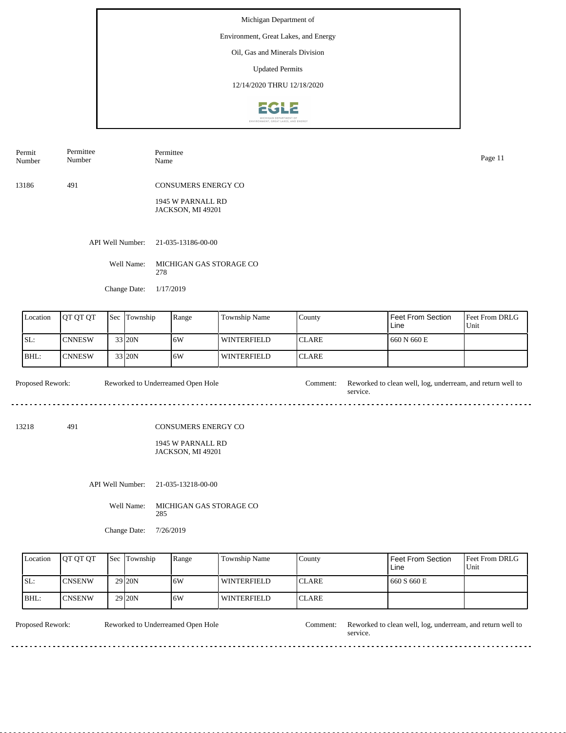Michigan Department of

Environment, Great Lakes, and Energy

Oil, Gas and Minerals Division

Updated Permits

12/14/2020 THRU 12/18/2020

| Permit Number | Permittee Number | Permittee Name |
|---|---|---|
| 13186 | 491 | CONSUMERS ENERGY CO<br>1945 W PARNALL RD<br>JACKSON, MI 49201 |

API Well Number: 21-035-13186-00-00

Well Name: MICHIGAN GAS STORAGE CO 278

Change Date: 1/17/2019

| Location | QT QT QT | Sec | Township | Range | Township Name | County | Feet From Section Line | Feet From DRLG Unit |
|---|---|---|---|---|---|---|---|---|
| SL: | CNNESW | 33 | 20N | 6W | WINTERFIELD | CLARE | 660 N 660 E | |
| BHL: | CNNESW | 33 | 20N | 6W | WINTERFIELD | CLARE | | |

Proposed Rework: Reworked to Underreamed Open Hole

Comment: Reworked to clean well, log, underream, and return well to service.

---

| Permit Number | Permittee Number | Permittee Name |
|---|---|---|
| 13218 | 491 | CONSUMERS ENERGY CO<br>1945 W PARNALL RD<br>JACKSON, MI 49201 |

API Well Number: 21-035-13218-00-00

Well Name: MICHIGAN GAS STORAGE CO 285

Change Date: 7/26/2019

| Location | QT QT QT | Sec | Township | Range | Township Name | County | Feet From Section Line | Feet From DRLG Unit |
|---|---|---|---|---|---|---|---|---|
| SL: | CNSENW | 29 | 20N | 6W | WINTERFIELD | CLARE | 660 S 660 E | |
| BHL: | CNSENW | 29 | 20N | 6W | WINTERFIELD | CLARE | | |

Proposed Rework: Reworked to Underreamed Open Hole

Comment: Reworked to clean well, log, underream, and return well to service.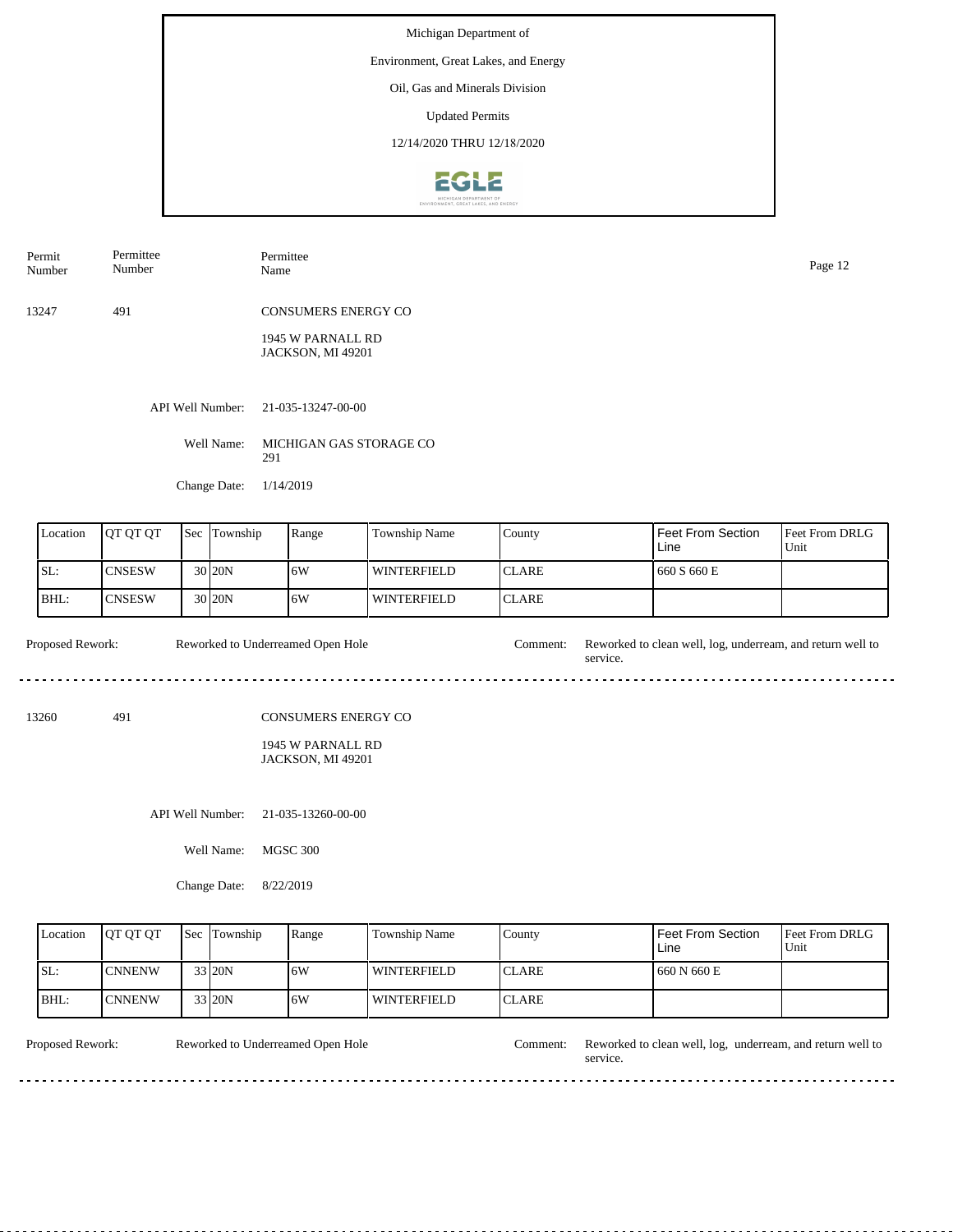Michigan Department of

Environment, Great Lakes, and Energy

Oil, Gas and Minerals Division

Updated Permits

12/14/2020 THRU 12/18/2020

| Permit Number | Permittee Number | Permittee Name |
|---|---|---|
| 13247 | 491 | CONSUMERS ENERGY CO<br>1945 W PARNALL RD<br>JACKSON, MI 49201 |

API Well Number: 21-035-13247-00-00

Well Name: MICHIGAN GAS STORAGE CO 291

Change Date: 1/14/2019

| Location | QT QT QT | Sec | Township | Range | Township Name | County | Feet From Section Line | Feet From DRLG Unit |
|---|---|---|---|---|---|---|---|---|
| SL: | CNSESW | 30 | 20N | 6W | WINTERFIELD | CLARE | 660 S 660 E | |
| BHL: | CNSESW | 30 | 20N | 6W | WINTERFIELD | CLARE | | |

Proposed Rework: Reworked to Underreamed Open Hole

Comment: Reworked to clean well, log, underream, and return well to service.

---

| Permit Number | Permittee Number | Permittee Name |
|---|---|---|
| 13260 | 491 | CONSUMERS ENERGY CO<br>1945 W PARNALL RD<br>JACKSON, MI 49201 |

API Well Number: 21-035-13260-00-00

Well Name: MGSC 300

Change Date: 8/22/2019

| Location | QT QT QT | Sec | Township | Range | Township Name | County | Feet From Section Line | Feet From DRLG Unit |
|---|---|---|---|---|---|---|---|---|
| SL: | CNNENW | 33 | 20N | 6W | WINTERFIELD | CLARE | 660 N 660 E | |
| BHL: | CNNENW | 33 | 20N | 6W | WINTERFIELD | CLARE | | |

Proposed Rework: Reworked to Underreamed Open Hole

Comment: Reworked to clean well, log, underream, and return well to service.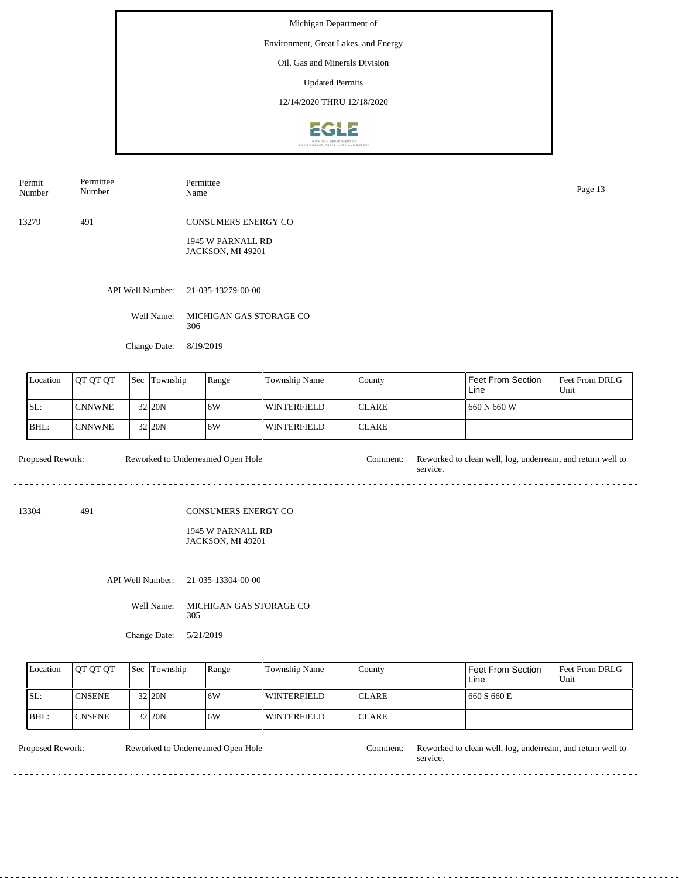Michigan Department of

Environment, Great Lakes, and Energy

Oil, Gas and Minerals Division

Updated Permits

12/14/2020 THRU 12/18/2020

| Permit Number | Permittee Number | Permittee Name |
|---|---|---|
| 13279 | 491 | CONSUMERS ENERGY CO<br>1945 W PARNALL RD<br>JACKSON, MI 49201 |

API Well Number: 21-035-13279-00-00

Well Name: MICHIGAN GAS STORAGE CO 306

Change Date: 8/19/2019

| Location | QT QT QT | Sec | Township | Range | Township Name | County | Feet From Section Line | Feet From DRLG Unit |
|---|---|---|---|---|---|---|---|---|
| SL: | CNNWNE | 32 | 20N | 6W | WINTERFIELD | CLARE | 660 N 660 W | |
| BHL: | CNNWNE | 32 | 20N | 6W | WINTERFIELD | CLARE | | |

Proposed Rework: Reworked to Underreamed Open Hole

Comment: Reworked to clean well, log, underream, and return well to service.

---

| Permit Number | Permittee Number | Permittee Name |
|---|---|---|
| 13304 | 491 | CONSUMERS ENERGY CO<br>1945 W PARNALL RD<br>JACKSON, MI 49201 |

API Well Number: 21-035-13304-00-00

Well Name: MICHIGAN GAS STORAGE CO 305

Change Date: 5/21/2019

| Location | QT QT QT | Sec | Township | Range | Township Name | County | Feet From Section Line | Feet From DRLG Unit |
|---|---|---|---|---|---|---|---|---|
| SL: | CNSENE | 32 | 20N | 6W | WINTERFIELD | CLARE | 660 S 660 E | |
| BHL: | CNSENE | 32 | 20N | 6W | WINTERFIELD | CLARE | | |

Proposed Rework: Reworked to Underreamed Open Hole

Comment: Reworked to clean well, log, underream, and return well to service.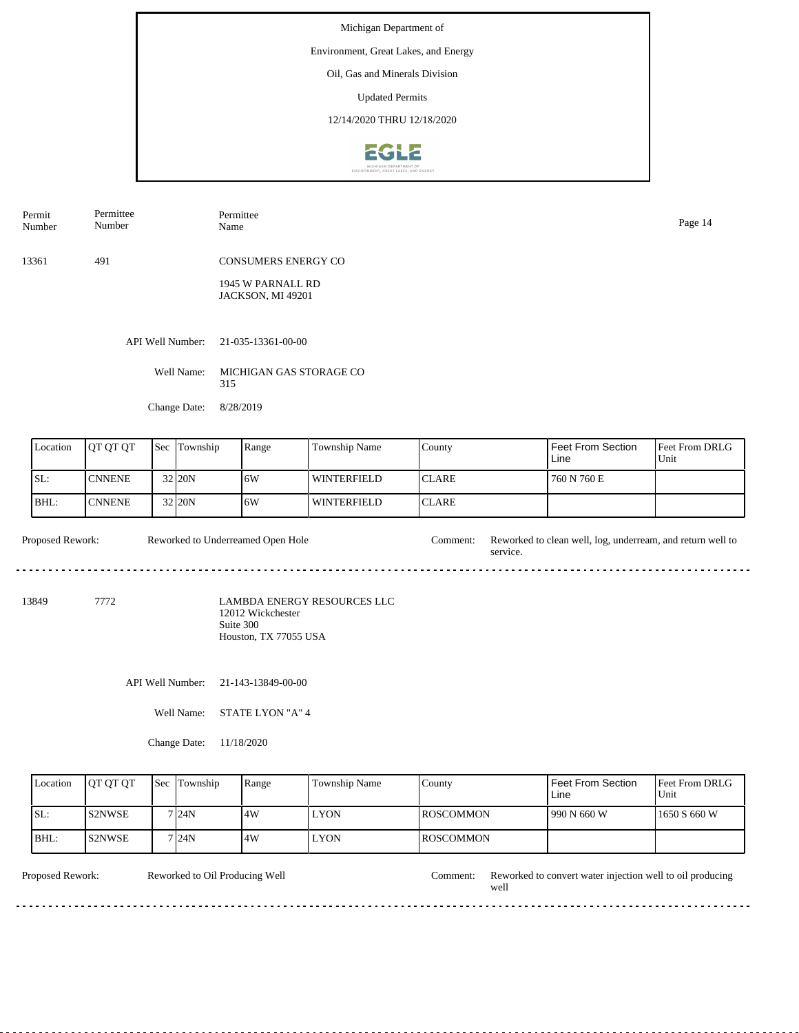Michigan Department of

Environment, Great Lakes, and Energy

Oil, Gas and Minerals Division

Updated Permits

12/14/2020 THRU 12/18/2020

| Permit Number | Permittee Number | Permittee Name |
|---|---|---|
| 13361 | 491 | CONSUMERS ENERGY CO<br>1945 W PARNALL RD<br>JACKSON, MI 49201 |

API Well Number: 21-035-13361-00-00

Well Name: MICHIGAN GAS STORAGE CO 315

Change Date: 8/28/2019

| Location | QT QT QT | Sec | Township | Range | Township Name | County | Feet From Section Line | Feet From DRLG Unit |
|---|---|---|---|---|---|---|---|---|
| SL: | CNNENE | 32 | 20N | 6W | WINTERFIELD | CLARE | 760 N 760 E | |
| BHL: | CNNENE | 32 | 20N | 6W | WINTERFIELD | CLARE | | |

Proposed Rework: Reworked to Underreamed Open Hole

Comment: Reworked to clean well, log, underream, and return well to service.

---

| Permit Number | Permittee Number | Permittee Name |
|---|---|---|
| 13849 | 7772 | LAMBDA ENERGY RESOURCES LLC<br>12012 Wickchester<br>Suite 300<br>Houston, TX 77055 USA |

API Well Number: 21-143-13849-00-00

Well Name: STATE LYON "A" 4

Change Date: 11/18/2020

| Location | QT QT QT | Sec | Township | Range | Township Name | County | Feet From Section Line | Feet From DRLG Unit |
|---|---|---|---|---|---|---|---|---|
| SL: | S2NWSE | 7 | 24N | 4W | LYON | ROSCOMMON | 990 N 660 W | 1650 S 660 W |
| BHL: | S2NWSE | 7 | 24N | 4W | LYON | ROSCOMMON | | |

Proposed Rework: Reworked to Oil Producing Well

Comment: Reworked to convert water injection well to oil producing well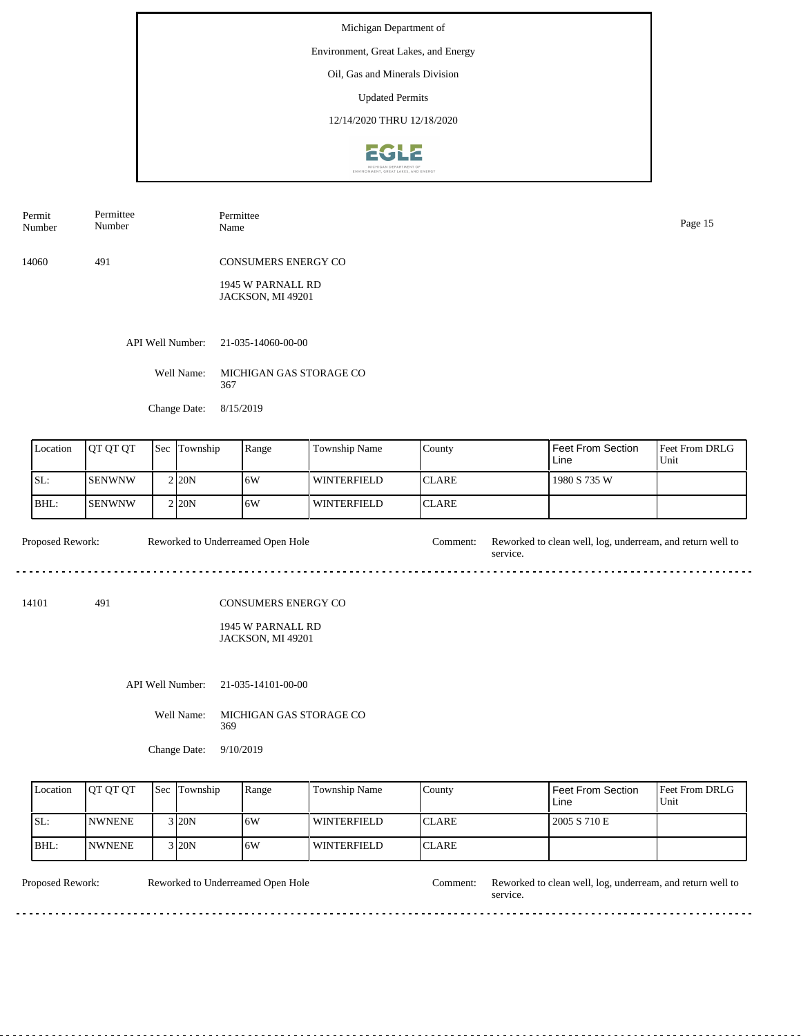Michigan Department of

Environment, Great Lakes, and Energy

Oil, Gas and Minerals Division

Updated Permits

12/14/2020 THRU 12/18/2020

| Permit Number | Permittee Number | Permittee Name |
|---|---|---|
| 14060 | 491 | CONSUMERS ENERGY CO<br>1945 W PARNALL RD<br>JACKSON, MI 49201 |

API Well Number: 21-035-14060-00-00

Well Name: MICHIGAN GAS STORAGE CO 367

Change Date: 8/15/2019

| Location | QT QT QT | Sec | Township | Range | Township Name | County | Feet From Section Line | Feet From DRLG Unit |
|---|---|---|---|---|---|---|---|---|
| SL: | SENWNW | 2 | 20N | 6W | WINTERFIELD | CLARE | 1980 S 735 W | |
| BHL: | SENWNW | 2 | 20N | 6W | WINTERFIELD | CLARE | | |

Proposed Rework: Reworked to Underreamed Open Hole

Comment: Reworked to clean well, log, underream, and return well to service.

---

| Permit Number | Permittee Number | Permittee Name |
|---|---|---|
| 14101 | 491 | CONSUMERS ENERGY CO<br>1945 W PARNALL RD<br>JACKSON, MI 49201 |

API Well Number: 21-035-14101-00-00

Well Name: MICHIGAN GAS STORAGE CO 369

Change Date: 9/10/2019

| Location | QT QT QT | Sec | Township | Range | Township Name | County | Feet From Section Line | Feet From DRLG Unit |
|---|---|---|---|---|---|---|---|---|
| SL: | NWNENE | 3 | 20N | 6W | WINTERFIELD | CLARE | 2005 S 710 E | |
| BHL: | NWNENE | 3 | 20N | 6W | WINTERFIELD | CLARE | | |

Proposed Rework: Reworked to Underreamed Open Hole

Comment: Reworked to clean well, log, underream, and return well to service.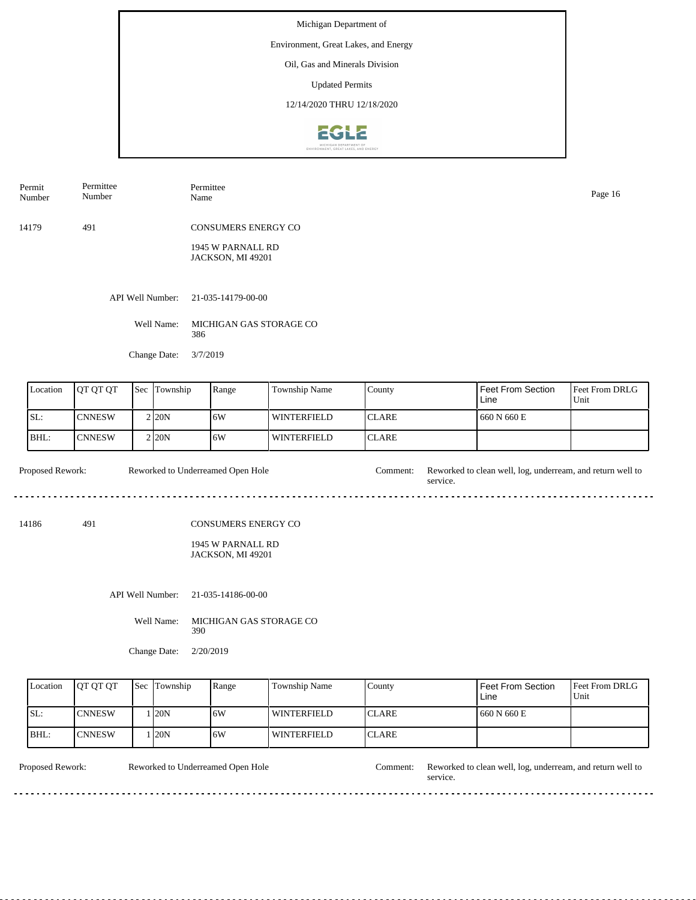Michigan Department of

Environment, Great Lakes, and Energy

Oil, Gas and Minerals Division

Updated Permits

12/14/2020 THRU 12/18/2020

| Permit Number | Permittee Number | Permittee Name |
|---|---|---|
| 14179 | 491 | CONSUMERS ENERGY CO<br>1945 W PARNALL RD<br>JACKSON, MI 49201 |

API Well Number: 21-035-14179-00-00

Well Name: MICHIGAN GAS STORAGE CO 386

Change Date: 3/7/2019

| Location | QT QT QT | Sec | Township | Range | Township Name | County | Feet From Section Line | Feet From DRLG Unit |
|---|---|---|---|---|---|---|---|---|
| SL: | CNNESW | 2 | 20N | 6W | WINTERFIELD | CLARE | 660 N 660 E | |
| BHL: | CNNESW | 2 | 20N | 6W | WINTERFIELD | CLARE | | |

Proposed Rework: Reworked to Underreamed Open Hole

Comment: Reworked to clean well, log, underream, and return well to service.

---

| Permit Number | Permittee Number | Permittee Name |
|---|---|---|
| 14186 | 491 | CONSUMERS ENERGY CO<br>1945 W PARNALL RD<br>JACKSON, MI 49201 |

API Well Number: 21-035-14186-00-00

Well Name: MICHIGAN GAS STORAGE CO 390

Change Date: 2/20/2019

| Location | QT QT QT | Sec | Township | Range | Township Name | County | Feet From Section Line | Feet From DRLG Unit |
|---|---|---|---|---|---|---|---|---|
| SL: | CNNESW | 1 | 20N | 6W | WINTERFIELD | CLARE | 660 N 660 E | |
| BHL: | CNNESW | 1 | 20N | 6W | WINTERFIELD | CLARE | | |

Proposed Rework: Reworked to Underreamed Open Hole

Comment: Reworked to clean well, log, underream, and return well to service.

---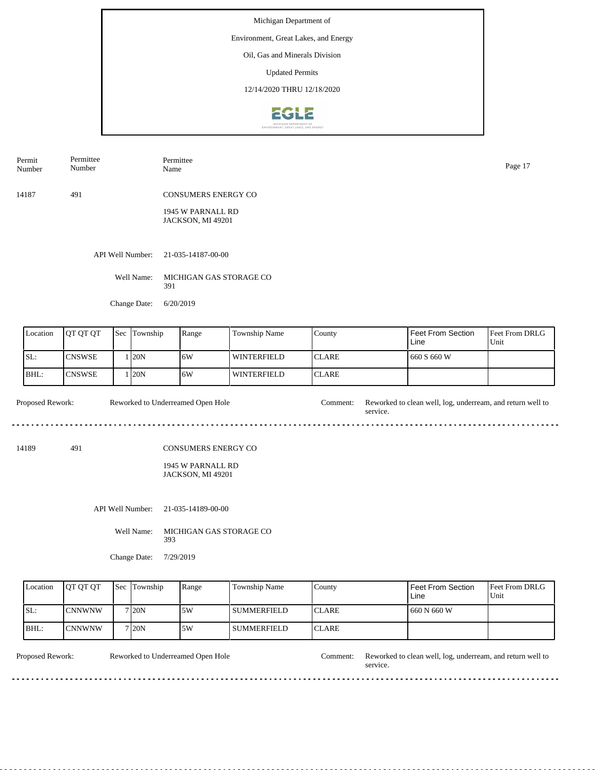Michigan Department of

Environment, Great Lakes, and Energy

Oil, Gas and Minerals Division

Updated Permits

12/14/2020 THRU 12/18/2020

| Permit Number | Permittee Number | Permittee Name |
|---|---|---|
| 14187 | 491 | CONSUMERS ENERGY CO<br>1945 W PARNALL RD<br>JACKSON, MI 49201 |

API Well Number: 21-035-14187-00-00

Well Name: MICHIGAN GAS STORAGE CO 391

Change Date: 6/20/2019

| Location | QT QT QT | Sec | Township | Range | Township Name | County | Feet From Section Line | Feet From DRLG Unit |
|---|---|---|---|---|---|---|---|---|
| SL: | CNSWSE | 1 | 20N | 6W | WINTERFIELD | CLARE | 660 S 660 W | |
| BHL: | CNSWSE | 1 | 20N | 6W | WINTERFIELD | CLARE | | |

Proposed Rework: Reworked to Underreamed Open Hole

Comment: Reworked to clean well, log, underream, and return well to service.

---

| Permit Number | Permittee Number | Permittee Name |
|---|---|---|
| 14189 | 491 | CONSUMERS ENERGY CO<br>1945 W PARNALL RD<br>JACKSON, MI 49201 |

API Well Number: 21-035-14189-00-00

Well Name: MICHIGAN GAS STORAGE CO 393

Change Date: 7/29/2019

| Location | QT QT QT | Sec | Township | Range | Township Name | County | Feet From Section Line | Feet From DRLG Unit |
|---|---|---|---|---|---|---|---|---|
| SL: | CNNWNW | 7 | 20N | 5W | SUMMERFIELD | CLARE | 660 N 660 W | |
| BHL: | CNNWNW | 7 | 20N | 5W | SUMMERFIELD | CLARE | | |

Proposed Rework: Reworked to Underreamed Open Hole

Comment: Reworked to clean well, log, underream, and return well to service.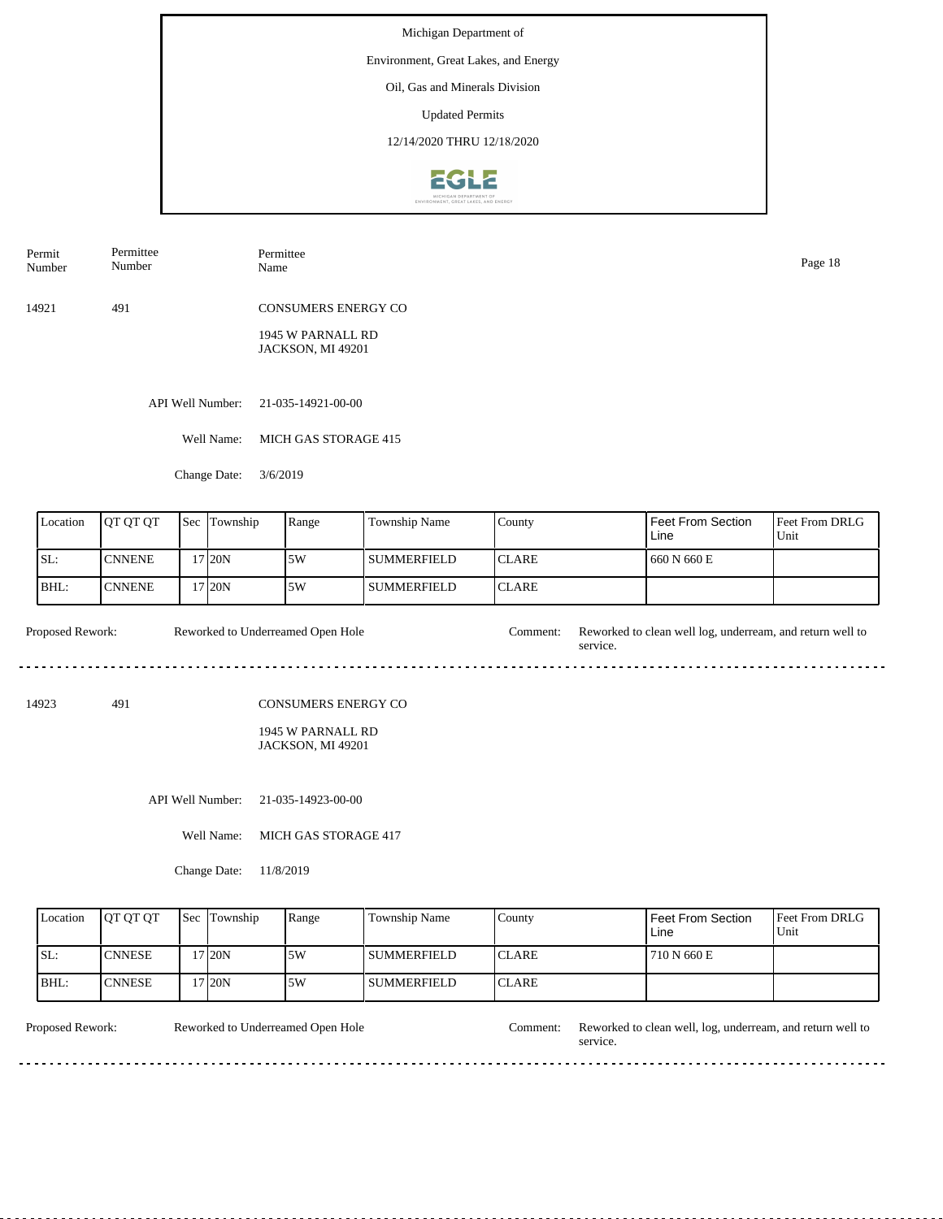Michigan Department of

Environment, Great Lakes, and Energy

Oil, Gas and Minerals Division

Updated Permits

12/14/2020 THRU 12/18/2020

| Permit Number | Permittee Number | Permittee Name |
|---|---|---|
| 14921 | 491 | CONSUMERS ENERGY CO<br>1945 W PARNALL RD<br>JACKSON, MI 49201 |

API Well Number: 21-035-14921-00-00

Well Name: MICH GAS STORAGE 415

Change Date: 3/6/2019

| Location | QT QT QT | Sec | Township | Range | Township Name | County | Feet From Section Line | Feet From DRLG Unit |
|---|---|---|---|---|---|---|---|---|
| SL: | CNNENE | 17 | 20N | 5W | SUMMERFIELD | CLARE | 660 N 660 E | |
| BHL: | CNNENE | 17 | 20N | 5W | SUMMERFIELD | CLARE | | |

Proposed Rework: Reworked to Underreamed Open Hole

Comment: Reworked to clean well log, underream, and return well to service.

---

| Permit Number | Permittee Number | Permittee Name |
|---|---|---|
| 14923 | 491 | CONSUMERS ENERGY CO<br>1945 W PARNALL RD<br>JACKSON, MI 49201 |

API Well Number: 21-035-14923-00-00

Well Name: MICH GAS STORAGE 417

Change Date: 11/8/2019

| Location | QT QT QT | Sec | Township | Range | Township Name | County | Feet From Section Line | Feet From DRLG Unit |
|---|---|---|---|---|---|---|---|---|
| SL: | CNNESE | 17 | 20N | 5W | SUMMERFIELD | CLARE | 710 N 660 E | |
| BHL: | CNNESE | 17 | 20N | 5W | SUMMERFIELD | CLARE | | |

Proposed Rework: Reworked to Underreamed Open Hole

Comment: Reworked to clean well, log, underream, and return well to service.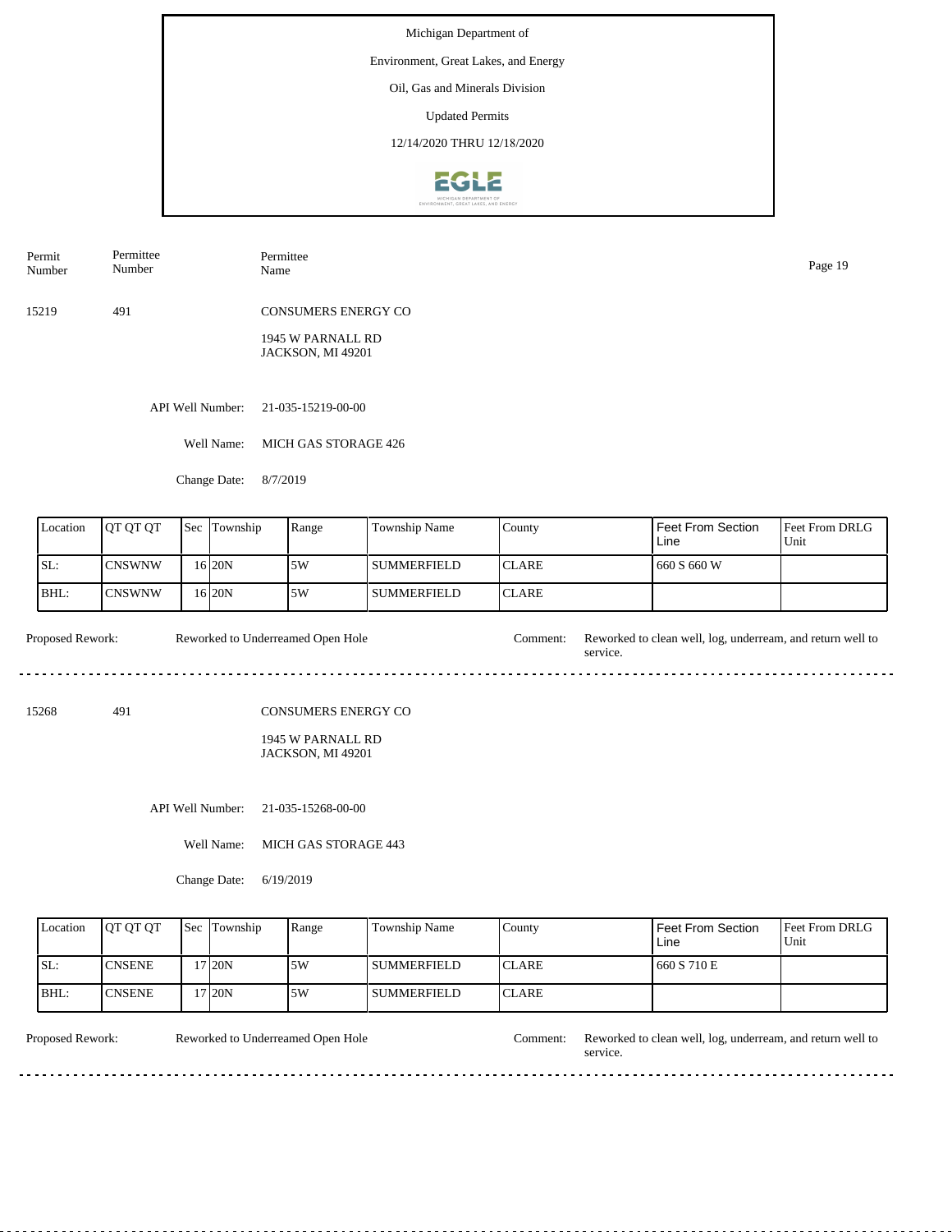Michigan Department of

Environment, Great Lakes, and Energy

Oil, Gas and Minerals Division

Updated Permits

12/14/2020 THRU 12/18/2020

| Permit Number | Permittee Number | Permittee Name |
|---|---|---|
| 15219 | 491 | CONSUMERS ENERGY CO<br>1945 W PARNALL RD<br>JACKSON, MI 49201 |

API Well Number: 21-035-15219-00-00

Well Name: MICH GAS STORAGE 426

Change Date: 8/7/2019

| Location | QT QT QT | Sec | Township | Range | Township Name | County | Feet From Section Line | Feet From DRLG Unit |
|---|---|---|---|---|---|---|---|---|
| SL: | CNSWNW | 16 | 20N | 5W | SUMMERFIELD | CLARE | 660 S 660 W | |
| BHL: | CNSWNW | 16 | 20N | 5W | SUMMERFIELD | CLARE | | |

Proposed Rework: Reworked to Underreamed Open Hole

Comment: Reworked to clean well, log, underream, and return well to service.

---

| Permit Number | Permittee Number | Permittee Name |
|---|---|---|
| 15268 | 491 | CONSUMERS ENERGY CO<br>1945 W PARNALL RD<br>JACKSON, MI 49201 |

API Well Number: 21-035-15268-00-00

Well Name: MICH GAS STORAGE 443

Change Date: 6/19/2019

| Location | QT QT QT | Sec | Township | Range | Township Name | County | Feet From Section Line | Feet From DRLG Unit |
|---|---|---|---|---|---|---|---|---|
| SL: | CNSENE | 17 | 20N | 5W | SUMMERFIELD | CLARE | 660 S 710 E | |
| BHL: | CNSENE | 17 | 20N | 5W | SUMMERFIELD | CLARE | | |

Proposed Rework: Reworked to Underreamed Open Hole

Comment: Reworked to clean well, log, underream, and return well to service.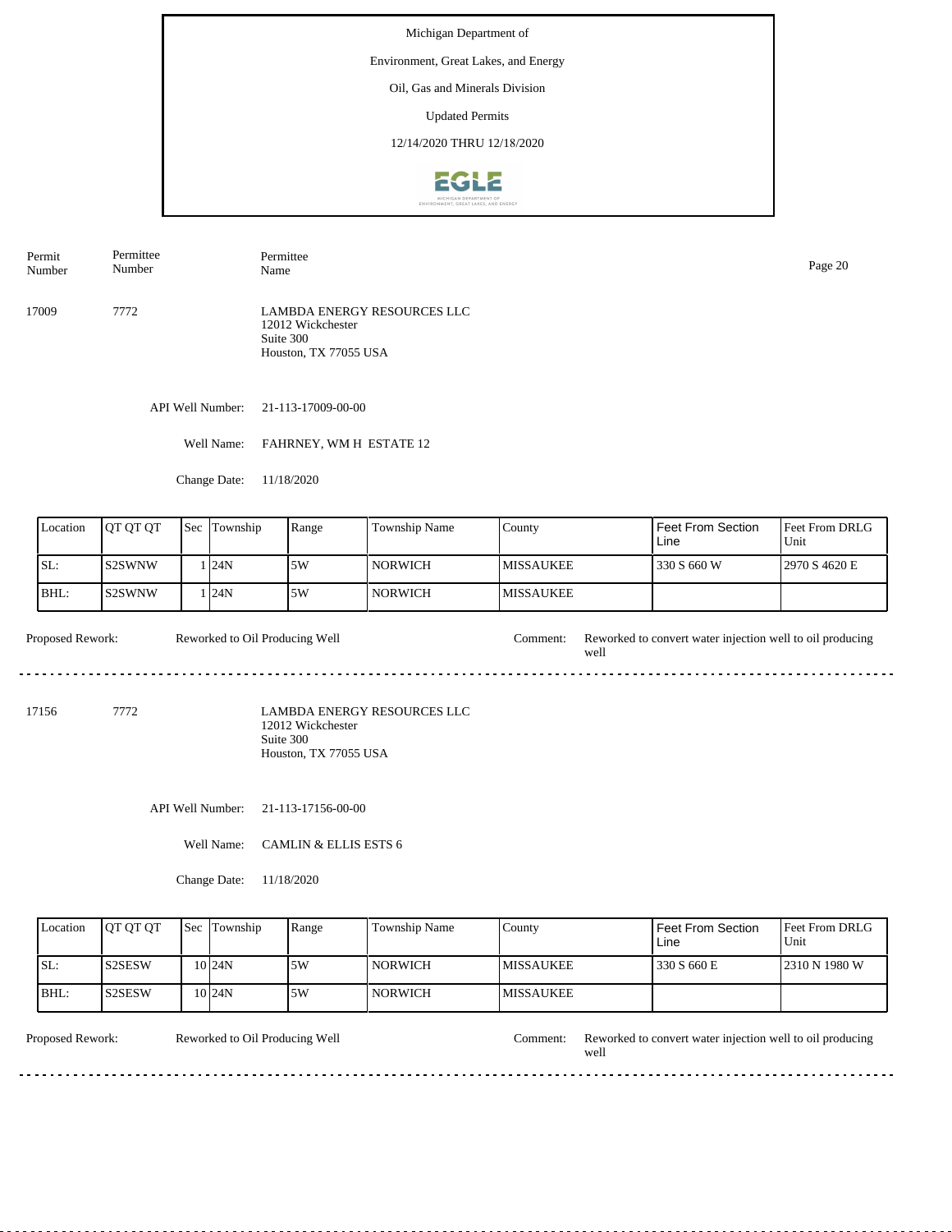Michigan Department of

Environment, Great Lakes, and Energy

Oil, Gas and Minerals Division

Updated Permits

12/14/2020 THRU 12/18/2020

| Permit Number | Permittee Number | Permittee Name |
|---|---|---|
| 17009 | 7772 | LAMBDA ENERGY RESOURCES LLC<br>12012 Wickchester<br>Suite 300<br>Houston, TX 77055 USA |

API Well Number: 21-113-17009-00-00

Well Name: FAHRNEY, WM H ESTATE 12

Change Date: 11/18/2020

| Location | QT QT QT | Sec | Township | Range | Township Name | County | Feet From Section Line | Feet From DRLG Unit |
|---|---|---|---|---|---|---|---|---|
| SL: | S2SWNW | 1 | 24N | 5W | NORWICH | MISSAUKEE | 330 S 660 W | 2970 S 4620 E |
| BHL: | S2SWNW | 1 | 24N | 5W | NORWICH | MISSAUKEE | | |

Proposed Rework: Reworked to Oil Producing Well

Comment: Reworked to convert water injection well to oil producing well

---

| Permit Number | Permittee Number | Permittee Name |
|---|---|---|
| 17156 | 7772 | LAMBDA ENERGY RESOURCES LLC<br>12012 Wickchester<br>Suite 300<br>Houston, TX 77055 USA |

API Well Number: 21-113-17156-00-00

Well Name: CAMLIN & ELLIS ESTS 6

Change Date: 11/18/2020

| Location | QT QT QT | Sec | Township | Range | Township Name | County | Feet From Section Line | Feet From DRLG Unit |
|---|---|---|---|---|---|---|---|---|
| SL: | S2SESW | 10 | 24N | 5W | NORWICH | MISSAUKEE | 330 S 660 E | 2310 N 1980 W |
| BHL: | S2SESW | 10 | 24N | 5W | NORWICH | MISSAUKEE | | |

Proposed Rework: Reworked to Oil Producing Well

Comment: Reworked to convert water injection well to oil producing well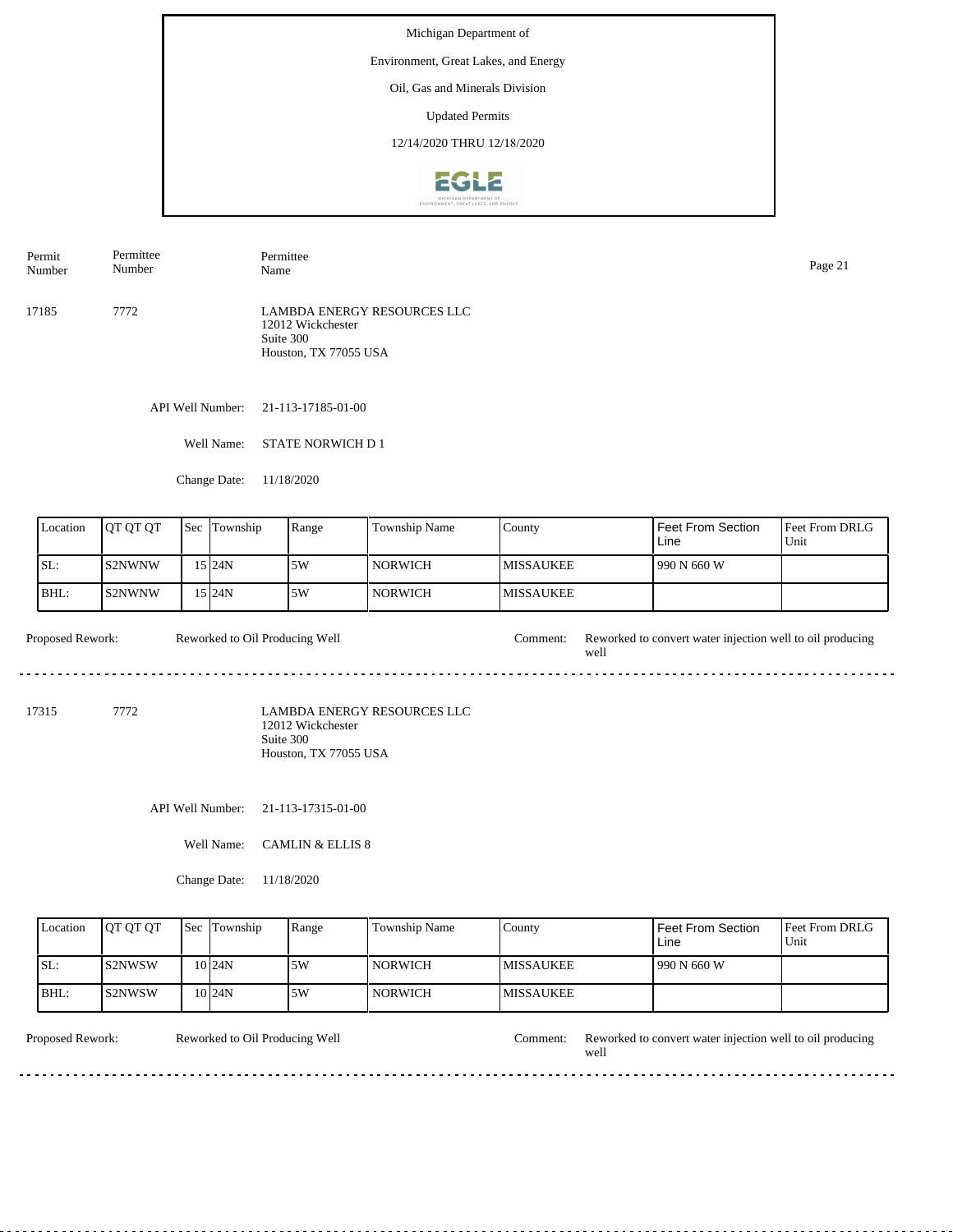Michigan Department of

Environment, Great Lakes, and Energy

Oil, Gas and Minerals Division

Updated Permits

12/14/2020 THRU 12/18/2020

| Permit Number | Permittee Number | Permittee Name |
|---|---|---|
| 17185 | 7772 | LAMBDA ENERGY RESOURCES LLC<br>12012 Wickchester<br>Suite 300<br>Houston, TX 77055 USA |

API Well Number: 21-113-17185-01-00

Well Name: STATE NORWICH D 1

Change Date: 11/18/2020

| Location | QT QT QT | Sec | Township | Range | Township Name | County | Feet From Section Line | Feet From DRLG Unit |
|---|---|---|---|---|---|---|---|---|
| SL: | S2NWNW | 15 | 24N | 5W | NORWICH | MISSAUKEE | 990 N 660 W | |
| BHL: | S2NWNW | 15 | 24N | 5W | NORWICH | MISSAUKEE | | |

Proposed Rework: Reworked to Oil Producing Well

Comment: Reworked to convert water injection well to oil producing well

---

| Permit Number | Permittee Number | Permittee Name |
|---|---|---|
| 17315 | 7772 | LAMBDA ENERGY RESOURCES LLC<br>12012 Wickchester<br>Suite 300<br>Houston, TX 77055 USA |

API Well Number: 21-113-17315-01-00

Well Name: CAMLIN & ELLIS 8

Change Date: 11/18/2020

| Location | QT QT QT | Sec | Township | Range | Township Name | County | Feet From Section Line | Feet From DRLG Unit |
|---|---|---|---|---|---|---|---|---|
| SL: | S2NWSW | 10 | 24N | 5W | NORWICH | MISSAUKEE | 990 N 660 W | |
| BHL: | S2NWSW | 10 | 24N | 5W | NORWICH | MISSAUKEE | | |

Proposed Rework: Reworked to Oil Producing Well

Comment: Reworked to convert water injection well to oil producing well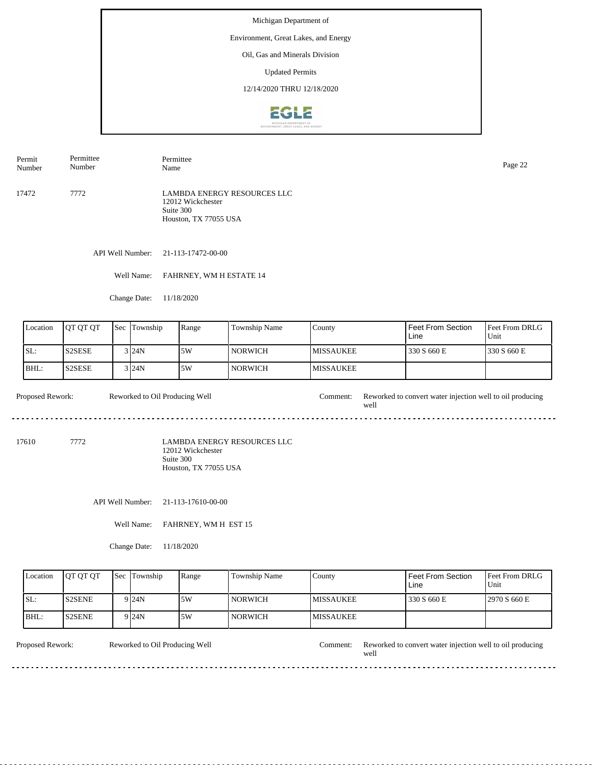Michigan Department of

Environment, Great Lakes, and Energy

Oil, Gas and Minerals Division

Updated Permits

12/14/2020 THRU 12/18/2020

| Permit Number | Permittee Number | Permittee Name |
|---|---|---|
| 17472 | 7772 | LAMBDA ENERGY RESOURCES LLC<br>12012 Wickchester<br>Suite 300<br>Houston, TX 77055 USA |

API Well Number: 21-113-17472-00-00

Well Name: FAHRNEY, WM H ESTATE 14

Change Date: 11/18/2020

| Location | QT QT QT | Sec | Township | Range | Township Name | County | Feet From Section Line | Feet From DRLG Unit |
|---|---|---|---|---|---|---|---|---|
| SL: | S2SESE | 3 | 24N | 5W | NORWICH | MISSAUKEE | 330 S 660 E | 330 S 660 E |
| BHL: | S2SESE | 3 | 24N | 5W | NORWICH | MISSAUKEE | | |

Proposed Rework: Reworked to Oil Producing Well

Comment: Reworked to convert water injection well to oil producing well

---

| Permit Number | Permittee Number | Permittee Name |
|---|---|---|
| 17610 | 7772 | LAMBDA ENERGY RESOURCES LLC<br>12012 Wickchester<br>Suite 300<br>Houston, TX 77055 USA |

API Well Number: 21-113-17610-00-00

Well Name: FAHRNEY, WM H EST 15

Change Date: 11/18/2020

| Location | QT QT QT | Sec | Township | Range | Township Name | County | Feet From Section Line | Feet From DRLG Unit |
|---|---|---|---|---|---|---|---|---|
| SL: | S2SENE | 9 | 24N | 5W | NORWICH | MISSAUKEE | 330 S 660 E | 2970 S 660 E |
| BHL: | S2SENE | 9 | 24N | 5W | NORWICH | MISSAUKEE | | |

Proposed Rework: Reworked to Oil Producing Well

Comment: Reworked to convert water injection well to oil producing well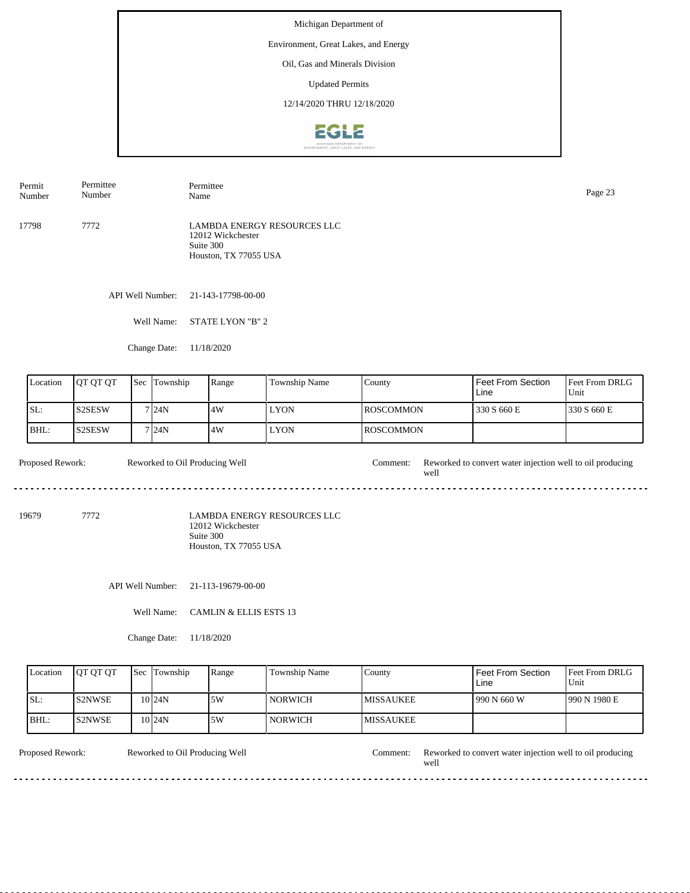Michigan Department of

Environment, Great Lakes, and Energy

Oil, Gas and Minerals Division

Updated Permits

12/14/2020 THRU 12/18/2020

| Permit Number | Permittee Number | Permittee Name |
|---|---|---|
| 17798 | 7772 | LAMBDA ENERGY RESOURCES LLC<br>12012 Wickchester<br>Suite 300<br>Houston, TX 77055 USA |

API Well Number: 21-143-17798-00-00

Well Name: STATE LYON "B" 2

Change Date: 11/18/2020

| Location | QT QT QT | Sec | Township | Range | Township Name | County | Feet From Section Line | Feet From DRLG Unit |
|---|---|---|---|---|---|---|---|---|
| SL: | S2SESW | 7 | 24N | 4W | LYON | ROSCOMMON | 330 S 660 E | 330 S 660 E |
| BHL: | S2SESW | 7 | 24N | 4W | LYON | ROSCOMMON | | |

Proposed Rework: Reworked to Oil Producing Well

Comment: Reworked to convert water injection well to oil producing well

---

| Permit Number | Permittee Number | Permittee Name |
|---|---|---|
| 19679 | 7772 | LAMBDA ENERGY RESOURCES LLC<br>12012 Wickchester<br>Suite 300<br>Houston, TX 77055 USA |

API Well Number: 21-113-19679-00-00

Well Name: CAMLIN & ELLIS ESTS 13

Change Date: 11/18/2020

| Location | QT QT QT | Sec | Township | Range | Township Name | County | Feet From Section Line | Feet From DRLG Unit |
|---|---|---|---|---|---|---|---|---|
| SL: | S2NWSE | 10 | 24N | 5W | NORWICH | MISSAUKEE | 990 N 660 W | 990 N 1980 E |
| BHL: | S2NWSE | 10 | 24N | 5W | NORWICH | MISSAUKEE | | |

Proposed Rework: Reworked to Oil Producing Well

Comment: Reworked to convert water injection well to oil producing well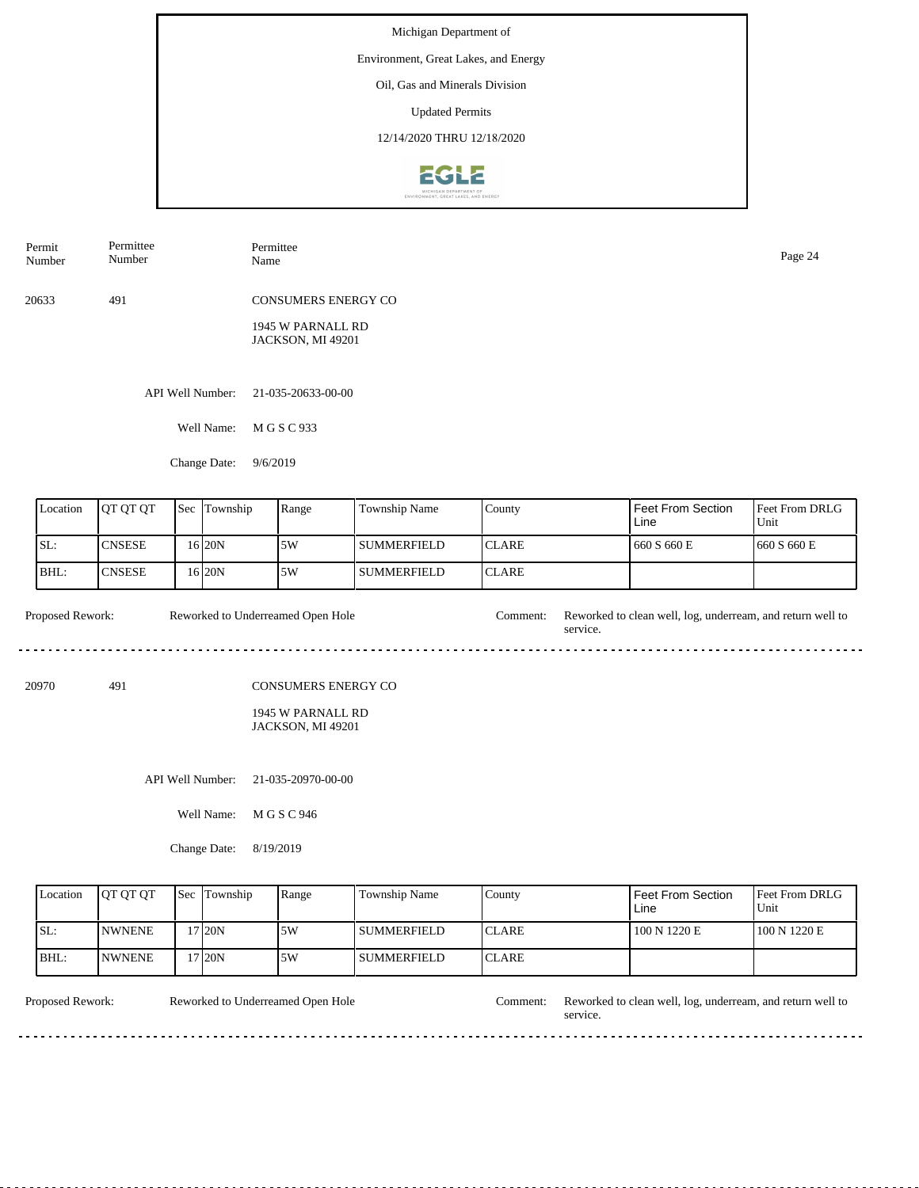Michigan Department of

Environment, Great Lakes, and Energy

Oil, Gas and Minerals Division

Updated Permits

12/14/2020 THRU 12/18/2020

| Permit Number | Permittee Number | Permittee Name |
|---|---|---|
| 20633 | 491 | CONSUMERS ENERGY CO<br>1945 W PARNALL RD<br>JACKSON, MI 49201 |

API Well Number: 21-035-20633-00-00

Well Name: M G S C 933

Change Date: 9/6/2019

| Location | QT QT QT | Sec | Township | Range | Township Name | County | Feet From Section Line | Feet From DRLG Unit |
|---|---|---|---|---|---|---|---|---|
| SL: | CNSESE | 16 | 20N | 5W | SUMMERFIELD | CLARE | 660 S 660 E | 660 S 660 E |
| BHL: | CNSESE | 16 | 20N | 5W | SUMMERFIELD | CLARE | | |

Proposed Rework: Reworked to Underreamed Open Hole

Comment: Reworked to clean well, log, underream, and return well to service.

---

| Permit Number | Permittee Number | Permittee Name |
|---|---|---|
| 20970 | 491 | CONSUMERS ENERGY CO<br>1945 W PARNALL RD<br>JACKSON, MI 49201 |

API Well Number: 21-035-20970-00-00

Well Name: M G S C 946

Change Date: 8/19/2019

| Location | QT QT QT | Sec | Township | Range | Township Name | County | Feet From Section Line | Feet From DRLG Unit |
|---|---|---|---|---|---|---|---|---|
| SL: | NWNENE | 17 | 20N | 5W | SUMMERFIELD | CLARE | 100 N 1220 E | 100 N 1220 E |
| BHL: | NWNENE | 17 | 20N | 5W | SUMMERFIELD | CLARE | | |

Proposed Rework: Reworked to Underreamed Open Hole

Comment: Reworked to clean well, log, underream, and return well to service.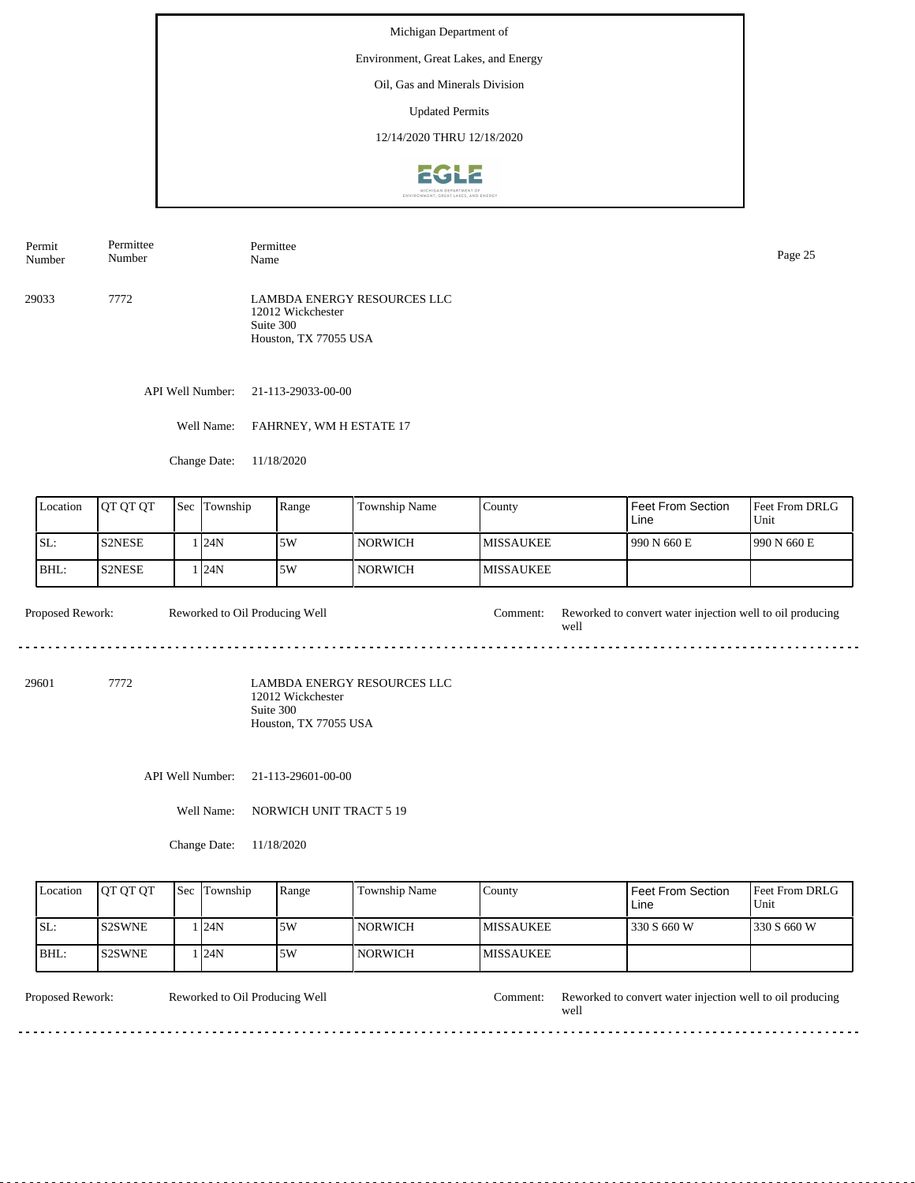Michigan Department of

Environment, Great Lakes, and Energy

Oil, Gas and Minerals Division

Updated Permits

12/14/2020 THRU 12/18/2020

| Permit Number | Permittee Number | Permittee Name |
|---|---|---|
| 29033 | 7772 | LAMBDA ENERGY RESOURCES LLC<br>12012 Wickchester<br>Suite 300<br>Houston, TX 77055 USA |

API Well Number: 21-113-29033-00-00

Well Name: FAHRNEY, WM H ESTATE 17

Change Date: 11/18/2020

| Location | QT QT QT | Sec | Township | Range | Township Name | County | Feet From Section Line | Feet From DRLG Unit |
|---|---|---|---|---|---|---|---|---|
| SL: | S2NESE | 1 | 24N | 5W | NORWICH | MISSAUKEE | 990 N 660 E | 990 N 660 E |
| BHL: | S2NESE | 1 | 24N | 5W | NORWICH | MISSAUKEE | | |

Proposed Rework: Reworked to Oil Producing Well

Comment: Reworked to convert water injection well to oil producing well

---

| Permit Number | Permittee Number | Permittee Name |
|---|---|---|
| 29601 | 7772 | LAMBDA ENERGY RESOURCES LLC<br>12012 Wickchester<br>Suite 300<br>Houston, TX 77055 USA |

API Well Number: 21-113-29601-00-00

Well Name: NORWICH UNIT TRACT 5 19

Change Date: 11/18/2020

| Location | QT QT QT | Sec | Township | Range | Township Name | County | Feet From Section Line | Feet From DRLG Unit |
|---|---|---|---|---|---|---|---|---|
| SL: | S2SWNE | 1 | 24N | 5W | NORWICH | MISSAUKEE | 330 S 660 W | 330 S 660 W |
| BHL: | S2SWNE | 1 | 24N | 5W | NORWICH | MISSAUKEE | | |

Proposed Rework: Reworked to Oil Producing Well

Comment: Reworked to convert water injection well to oil producing well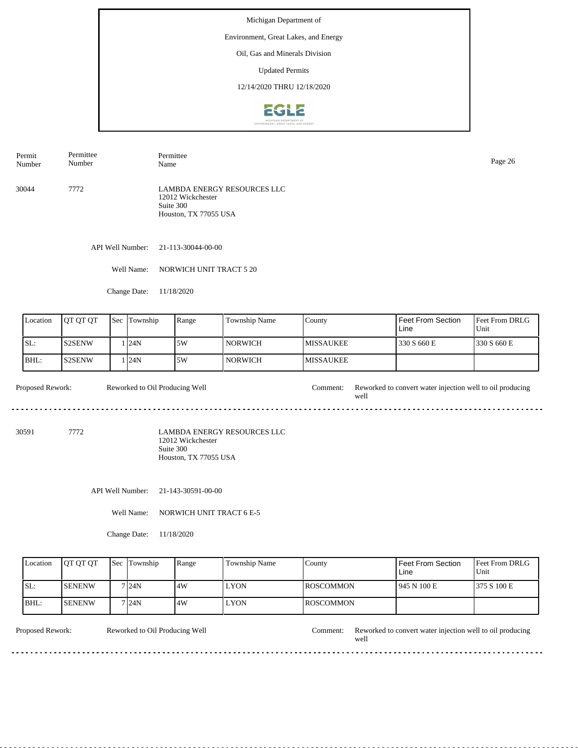Michigan Department of

Environment, Great Lakes, and Energy

Oil, Gas and Minerals Division

Updated Permits

12/14/2020 THRU 12/18/2020

| Permit Number | Permittee Number | Permittee Name |
|---|---|---|
| 30044 | 7772 | LAMBDA ENERGY RESOURCES LLC<br>12012 Wickchester<br>Suite 300<br>Houston, TX 77055 USA |

API Well Number: 21-113-30044-00-00

Well Name: NORWICH UNIT TRACT 5 20

Change Date: 11/18/2020

| Location | QT QT QT | Sec | Township | Range | Township Name | County | Feet From Section Line | Feet From DRLG Unit |
|---|---|---|---|---|---|---|---|---|
| SL: | S2SENW | 1 | 24N | 5W | NORWICH | MISSAUKEE | 330 S 660 E | 330 S 660 E |
| BHL: | S2SENW | 1 | 24N | 5W | NORWICH | MISSAUKEE | | |

Proposed Rework: Reworked to Oil Producing Well

Comment: Reworked to convert water injection well to oil producing well

---

| Permit Number | Permittee Number | Permittee Name |
|---|---|---|
| 30591 | 7772 | LAMBDA ENERGY RESOURCES LLC<br>12012 Wickchester<br>Suite 300<br>Houston, TX 77055 USA |

API Well Number: 21-143-30591-00-00

Well Name: NORWICH UNIT TRACT 6 E-5

Change Date: 11/18/2020

| Location | QT QT QT | Sec | Township | Range | Township Name | County | Feet From Section Line | Feet From DRLG Unit |
|---|---|---|---|---|---|---|---|---|
| SL: | SENENW | 7 | 24N | 4W | LYON | ROSCOMMON | 945 N 100 E | 375 S 100 E |
| BHL: | SENENW | 7 | 24N | 4W | LYON | ROSCOMMON | | |

Proposed Rework: Reworked to Oil Producing Well

Comment: Reworked to convert water injection well to oil producing well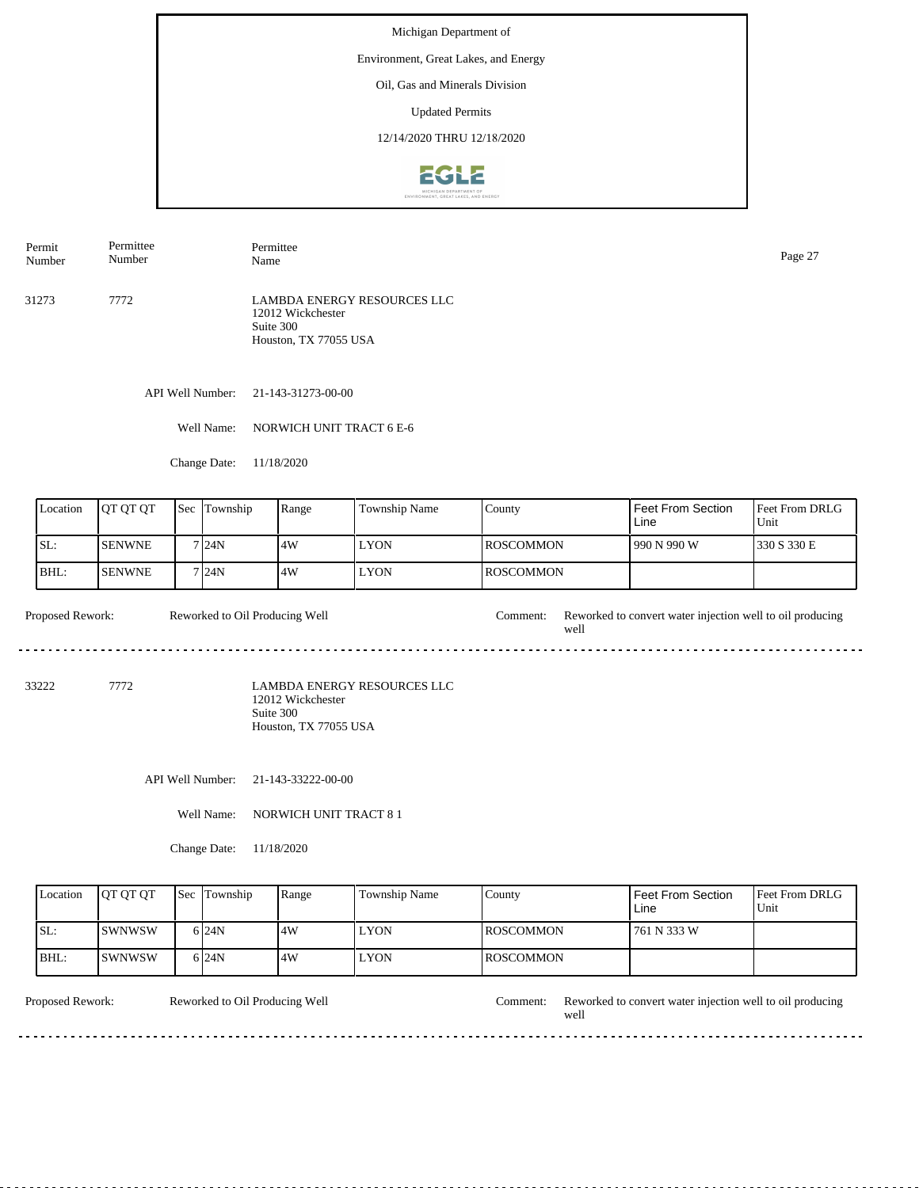Michigan Department of

Environment, Great Lakes, and Energy

Oil, Gas and Minerals Division

Updated Permits

12/14/2020 THRU 12/18/2020

| Permit Number | Permittee Number | Permittee Name |
|---|---|---|
| 31273 | 7772 | LAMBDA ENERGY RESOURCES LLC<br>12012 Wickchester<br>Suite 300<br>Houston, TX 77055 USA |

API Well Number: 21-143-31273-00-00

Well Name: NORWICH UNIT TRACT 6 E-6

Change Date: 11/18/2020

| Location | QT QT QT | Sec | Township | Range | Township Name | County | Feet From Section Line | Feet From DRLG Unit |
|---|---|---|---|---|---|---|---|---|
| SL: | SENWNE | 7 | 24N | 4W | LYON | ROSCOMMON | 990 N 990 W | 330 S 330 E |
| BHL: | SENWNE | 7 | 24N | 4W | LYON | ROSCOMMON | | |

Proposed Rework: Reworked to Oil Producing Well

Comment: Reworked to convert water injection well to oil producing well

---

| Permit Number | Permittee Number | Permittee Name |
|---|---|---|
| 33222 | 7772 | LAMBDA ENERGY RESOURCES LLC<br>12012 Wickchester<br>Suite 300<br>Houston, TX 77055 USA |

API Well Number: 21-143-33222-00-00

Well Name: NORWICH UNIT TRACT 8 1

Change Date: 11/18/2020

| Location | QT QT QT | Sec | Township | Range | Township Name | County | Feet From Section Line | Feet From DRLG Unit |
|---|---|---|---|---|---|---|---|---|
| SL: | SWNWSW | 6 | 24N | 4W | LYON | ROSCOMMON | 761 N 333 W | |
| BHL: | SWNWSW | 6 | 24N | 4W | LYON | ROSCOMMON | | |

Proposed Rework: Reworked to Oil Producing Well

Comment: Reworked to convert water injection well to oil producing well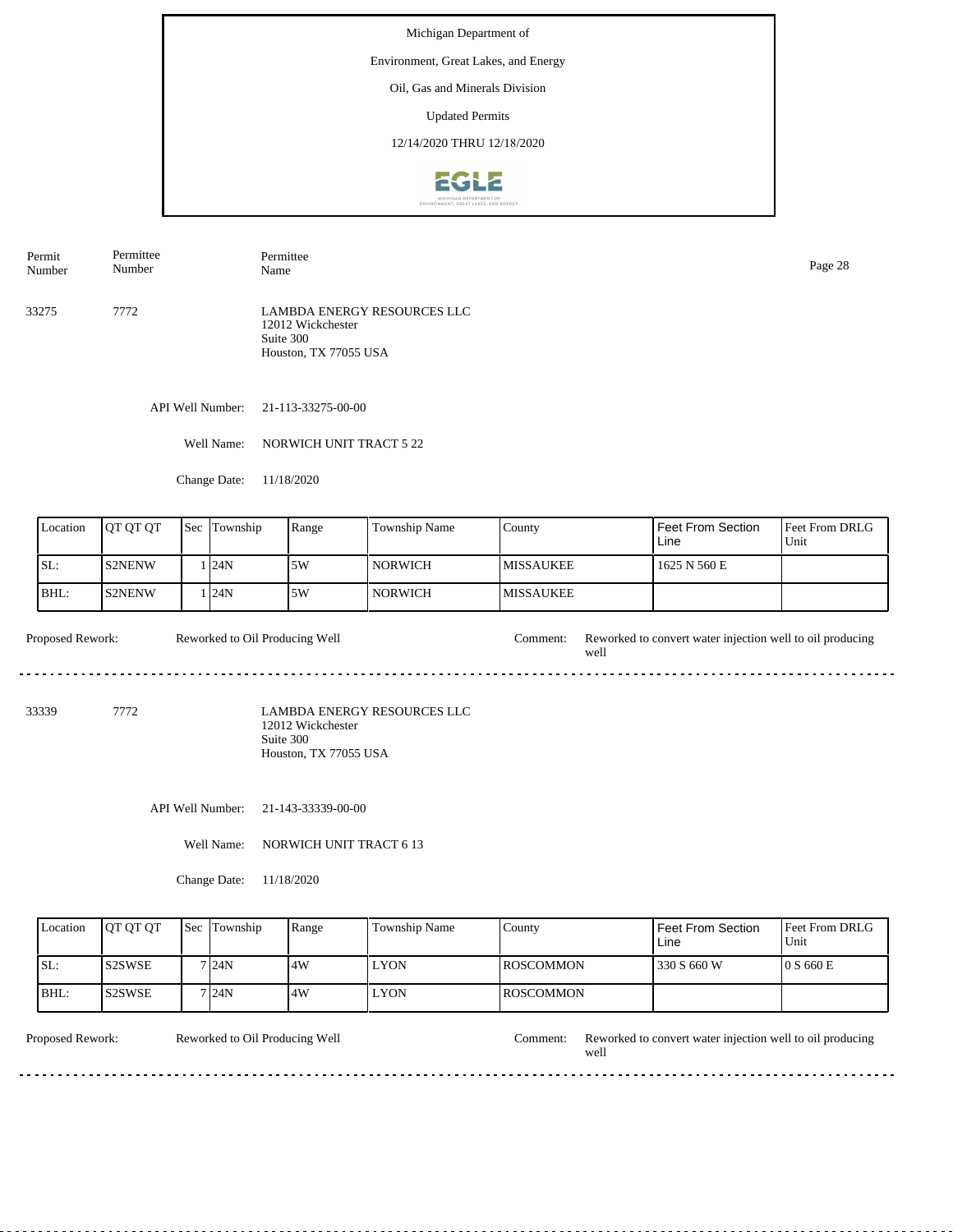Michigan Department of

Environment, Great Lakes, and Energy

Oil, Gas and Minerals Division

Updated Permits

12/14/2020 THRU 12/18/2020

| Permit Number | Permittee Number | Permittee Name |
|---|---|---|
| 33275 | 7772 | LAMBDA ENERGY RESOURCES LLC<br>12012 Wickchester<br>Suite 300<br>Houston, TX 77055 USA |

API Well Number: 21-113-33275-00-00

Well Name: NORWICH UNIT TRACT 5 22

Change Date: 11/18/2020

| Location | QT QT QT | Sec | Township | Range | Township Name | County | Feet From Section Line | Feet From DRLG Unit |
|---|---|---|---|---|---|---|---|---|
| SL: | S2NENW | 1 | 24N | 5W | NORWICH | MISSAUKEE | 1625 N 560 E | |
| BHL: | S2NENW | 1 | 24N | 5W | NORWICH | MISSAUKEE | | |

Proposed Rework: Reworked to Oil Producing Well

Comment: Reworked to convert water injection well to oil producing well

---

| Permit Number | Permittee Number | Permittee Name |
|---|---|---|
| 33339 | 7772 | LAMBDA ENERGY RESOURCES LLC<br>12012 Wickchester<br>Suite 300<br>Houston, TX 77055 USA |

API Well Number: 21-143-33339-00-00

Well Name: NORWICH UNIT TRACT 6 13

Change Date: 11/18/2020

| Location | QT QT QT | Sec | Township | Range | Township Name | County | Feet From Section Line | Feet From DRLG Unit |
|---|---|---|---|---|---|---|---|---|
| SL: | S2SWSE | 7 | 24N | 4W | LYON | ROSCOMMON | 330 S 660 W | 0 S 660 E |
| BHL: | S2SWSE | 7 | 24N | 4W | LYON | ROSCOMMON | | |

Proposed Rework: Reworked to Oil Producing Well

Comment: Reworked to convert water injection well to oil producing well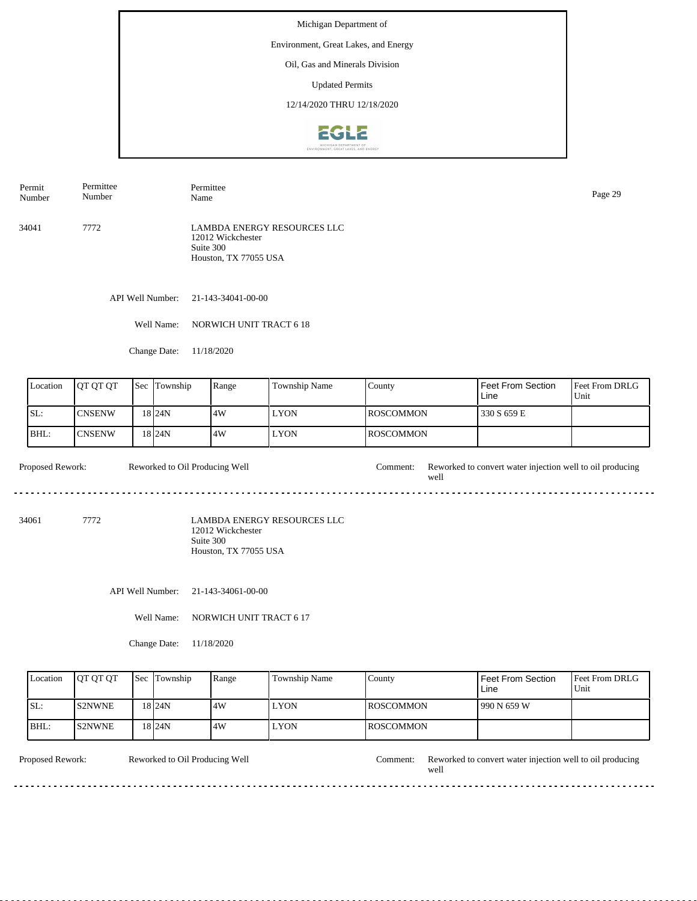Michigan Department of

Environment, Great Lakes, and Energy

Oil, Gas and Minerals Division

Updated Permits

12/14/2020 THRU 12/18/2020

| Permit Number | Permittee Number | Permittee Name |
|---|---|---|
| 34041 | 7772 | LAMBDA ENERGY RESOURCES LLC<br>12012 Wickchester<br>Suite 300<br>Houston, TX 77055 USA |

API Well Number: 21-143-34041-00-00

Well Name: NORWICH UNIT TRACT 6 18

Change Date: 11/18/2020

| Location | QT QT QT | Sec | Township | Range | Township Name | County | Feet From Section Line | Feet From DRLG Unit |
|---|---|---|---|---|---|---|---|---|
| SL: | CNSENW | 18 | 24N | 4W | LYON | ROSCOMMON | 330 S 659 E | |
| BHL: | CNSENW | 18 | 24N | 4W | LYON | ROSCOMMON | | |

Proposed Rework: Reworked to Oil Producing Well

Comment: Reworked to convert water injection well to oil producing well

---

| Permit Number | Permittee Number | Permittee Name |
|---|---|---|
| 34061 | 7772 | LAMBDA ENERGY RESOURCES LLC<br>12012 Wickchester<br>Suite 300<br>Houston, TX 77055 USA |

API Well Number: 21-143-34061-00-00

Well Name: NORWICH UNIT TRACT 6 17

Change Date: 11/18/2020

| Location | QT QT QT | Sec | Township | Range | Township Name | County | Feet From Section Line | Feet From DRLG Unit |
|---|---|---|---|---|---|---|---|---|
| SL: | S2NWNE | 18 | 24N | 4W | LYON | ROSCOMMON | 990 N 659 W | |
| BHL: | S2NWNE | 18 | 24N | 4W | LYON | ROSCOMMON | | |

Proposed Rework: Reworked to Oil Producing Well

Comment: Reworked to convert water injection well to oil producing well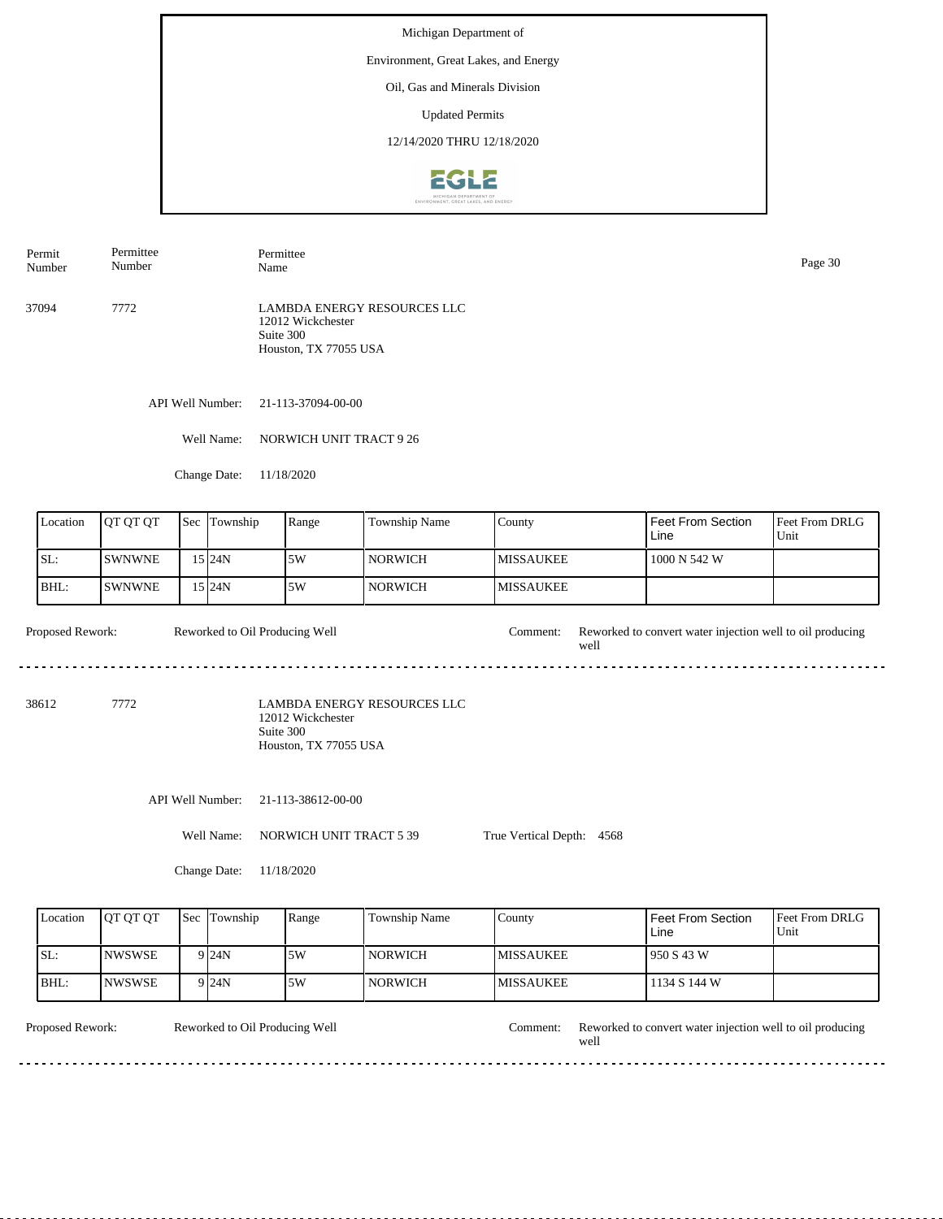Michigan Department of

Environment, Great Lakes, and Energy

Oil, Gas and Minerals Division

Updated Permits

12/14/2020 THRU 12/18/2020

| Permit Number | Permittee Number | Permittee Name |
|---|---|---|
| 37094 | 7772 | LAMBDA ENERGY RESOURCES LLC<br>12012 Wickchester<br>Suite 300<br>Houston, TX 77055 USA |

API Well Number: 21-113-37094-00-00

Well Name: NORWICH UNIT TRACT 9 26

Change Date: 11/18/2020

| Location | QT QT QT | Sec | Township | Range | Township Name | County | Feet From Section Line | Feet From DRLG Unit |
|---|---|---|---|---|---|---|---|---|
| SL: | SWNWNE | 15 | 24N | 5W | NORWICH | MISSAUKEE | 1000 N 542 W | |
| BHL: | SWNWNE | 15 | 24N | 5W | NORWICH | MISSAUKEE | | |

Proposed Rework: Reworked to Oil Producing Well

Comment: Reworked to convert water injection well to oil producing well

---

| Permit Number | Permittee Number | Permittee Name |
|---|---|---|
| 38612 | 7772 | LAMBDA ENERGY RESOURCES LLC<br>12012 Wickchester<br>Suite 300<br>Houston, TX 77055 USA |

API Well Number: 21-113-38612-00-00

Well Name: NORWICH UNIT TRACT 5 39

True Vertical Depth: 4568

Change Date: 11/18/2020

| Location | QT QT QT | Sec | Township | Range | Township Name | County | Feet From Section Line | Feet From DRLG Unit |
|---|---|---|---|---|---|---|---|---|
| SL: | NWSWSE | 9 | 24N | 5W | NORWICH | MISSAUKEE | 950 S 43 W | |
| BHL: | NWSWSE | 9 | 24N | 5W | NORWICH | MISSAUKEE | 1134 S 144 W | |

Proposed Rework: Reworked to Oil Producing Well

Comment: Reworked to convert water injection well to oil producing well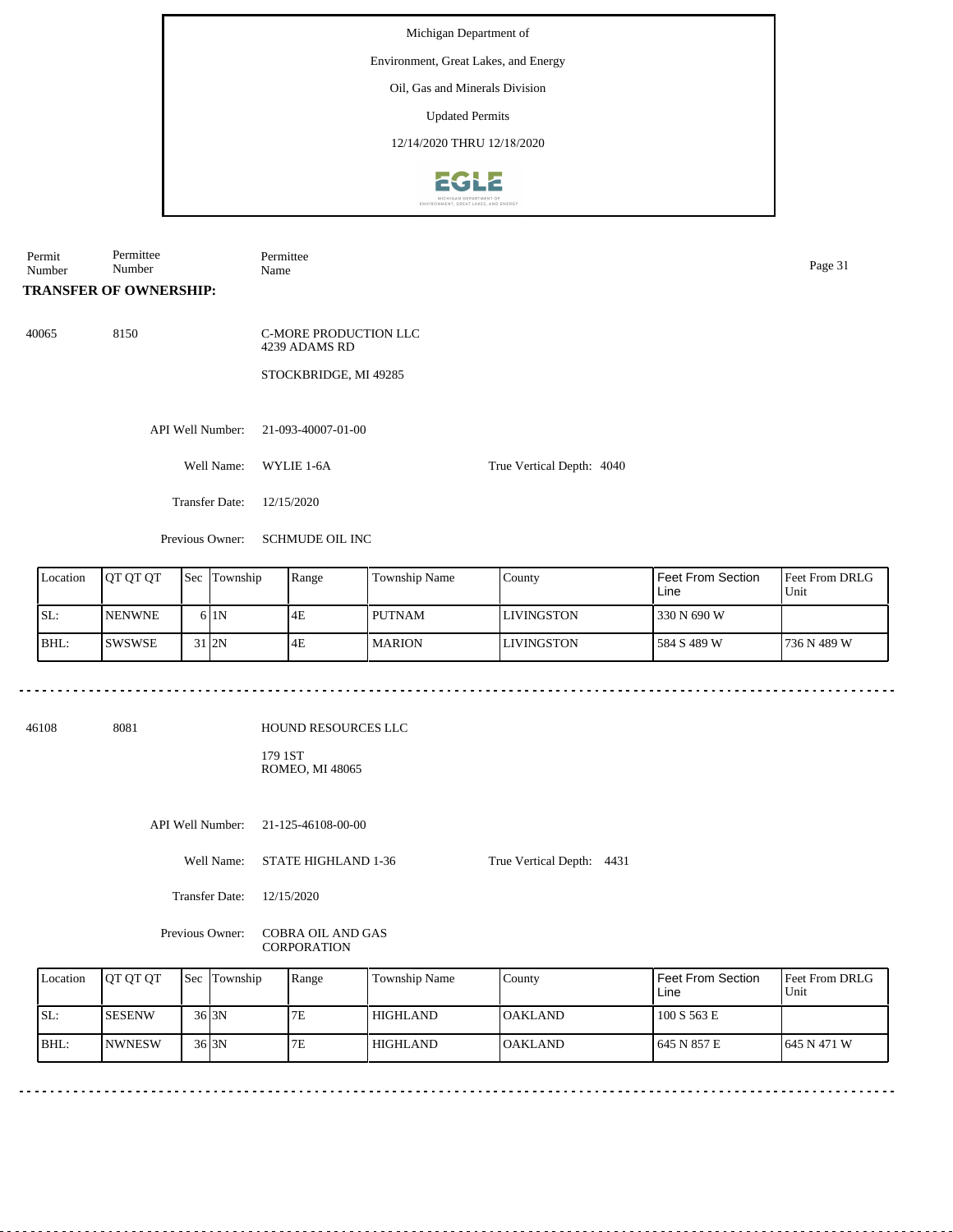Michigan Department of

Environment, Great Lakes, and Energy

Oil, Gas and Minerals Division

Updated Permits

12/14/2020 THRU 12/18/2020

| Permit Number | Permittee Number | Permittee Name |
|---|---|---|

**TRANSFER OF OWNERSHIP:**

40065 8150 C-MORE PRODUCTION LLC
4239 ADAMS RD

STOCKBRIDGE, MI 49285

API Well Number: 21-093-40007-01-00

Well Name: WYLIE 1-6A

True Vertical Depth: 4040

Transfer Date: 12/15/2020

Previous Owner: SCHMUDE OIL INC

| Location | QT QT QT | Sec | Township | Range | Township Name | County | Feet From Section Line | Feet From DRLG Unit |
|---|---|---|---|---|---|---|---|---|
| SL: | NENWNE | 6 | 1N | 4E | PUTNAM | LIVINGSTON | 330 N 690 W | |
| BHL: | SWSWSE | 31 | 2N | 4E | MARION | LIVINGSTON | 584 S 489 W | 736 N 489 W |

---

46108 8081 HOUND RESOURCES LLC

179 1ST
ROMEO, MI 48065

API Well Number: 21-125-46108-00-00

Well Name: STATE HIGHLAND 1-36

True Vertical Depth: 4431

Transfer Date: 12/15/2020

Previous Owner: COBRA OIL AND GAS CORPORATION

| Location | QT QT QT | Sec | Township | Range | Township Name | County | Feet From Section Line | Feet From DRLG Unit |
|---|---|---|---|---|---|---|---|---|
| SL: | SESENW | 36 | 3N | 7E | HIGHLAND | OAKLAND | 100 S 563 E | |
| BHL: | NWNESW | 36 | 3N | 7E | HIGHLAND | OAKLAND | 645 N 857 E | 645 N 471 W |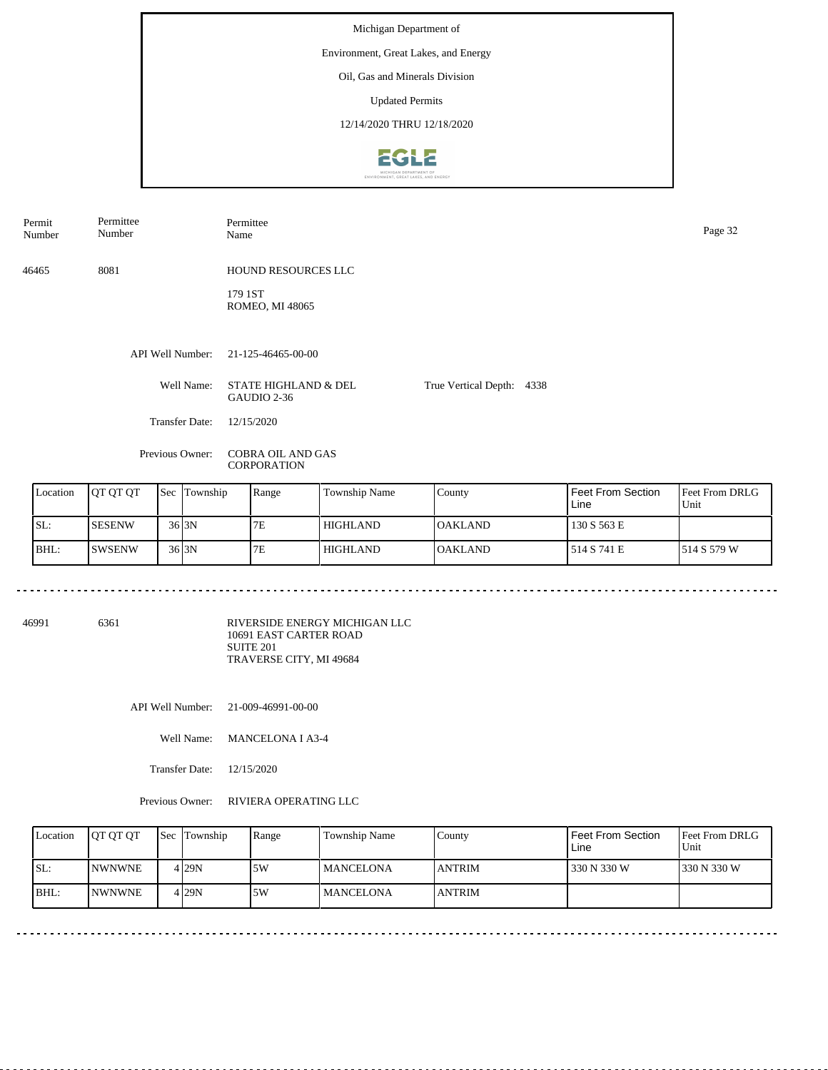Michigan Department of

Environment, Great Lakes, and Energy

Oil, Gas and Minerals Division

Updated Permits

12/14/2020 THRU 12/18/2020

| Permit Number | Permittee Number | Permittee Name |
|---|---|---|
| 46465 | 8081 | HOUND RESOURCES LLC<br>179 1ST<br>ROMEO, MI 48065 |

API Well Number: 21-125-46465-00-00

Well Name: STATE HIGHLAND & DEL GAUDIO 2-36

True Vertical Depth: 4338

Transfer Date: 12/15/2020

Previous Owner: COBRA OIL AND GAS CORPORATION

| Location | QT QT QT | Sec | Township | Range | Township Name | County | Feet From Section Line | Feet From DRLG Unit |
|---|---|---|---|---|---|---|---|---|
| SL: | SESENW | 36 | 3N | 7E | HIGHLAND | OAKLAND | 130 S 563 E | |
| BHL: | SWSENW | 36 | 3N | 7E | HIGHLAND | OAKLAND | 514 S 741 E | 514 S 579 W |

---

| Permit Number | Permittee Number | Permittee Name |
|---|---|---|
| 46991 | 6361 | RIVERSIDE ENERGY MICHIGAN LLC<br>10691 EAST CARTER ROAD<br>SUITE 201<br>TRAVERSE CITY, MI 49684 |

API Well Number: 21-009-46991-00-00

Well Name: MANCELONA I A3-4

Transfer Date: 12/15/2020

Previous Owner: RIVIERA OPERATING LLC

| Location | QT QT QT | Sec | Township | Range | Township Name | County | Feet From Section Line | Feet From DRLG Unit |
|---|---|---|---|---|---|---|---|---|
| SL: | NWNWNE | 4 | 29N | 5W | MANCELONA | ANTRIM | 330 N 330 W | 330 N 330 W |
| BHL: | NWNWNE | 4 | 29N | 5W | MANCELONA | ANTRIM | | |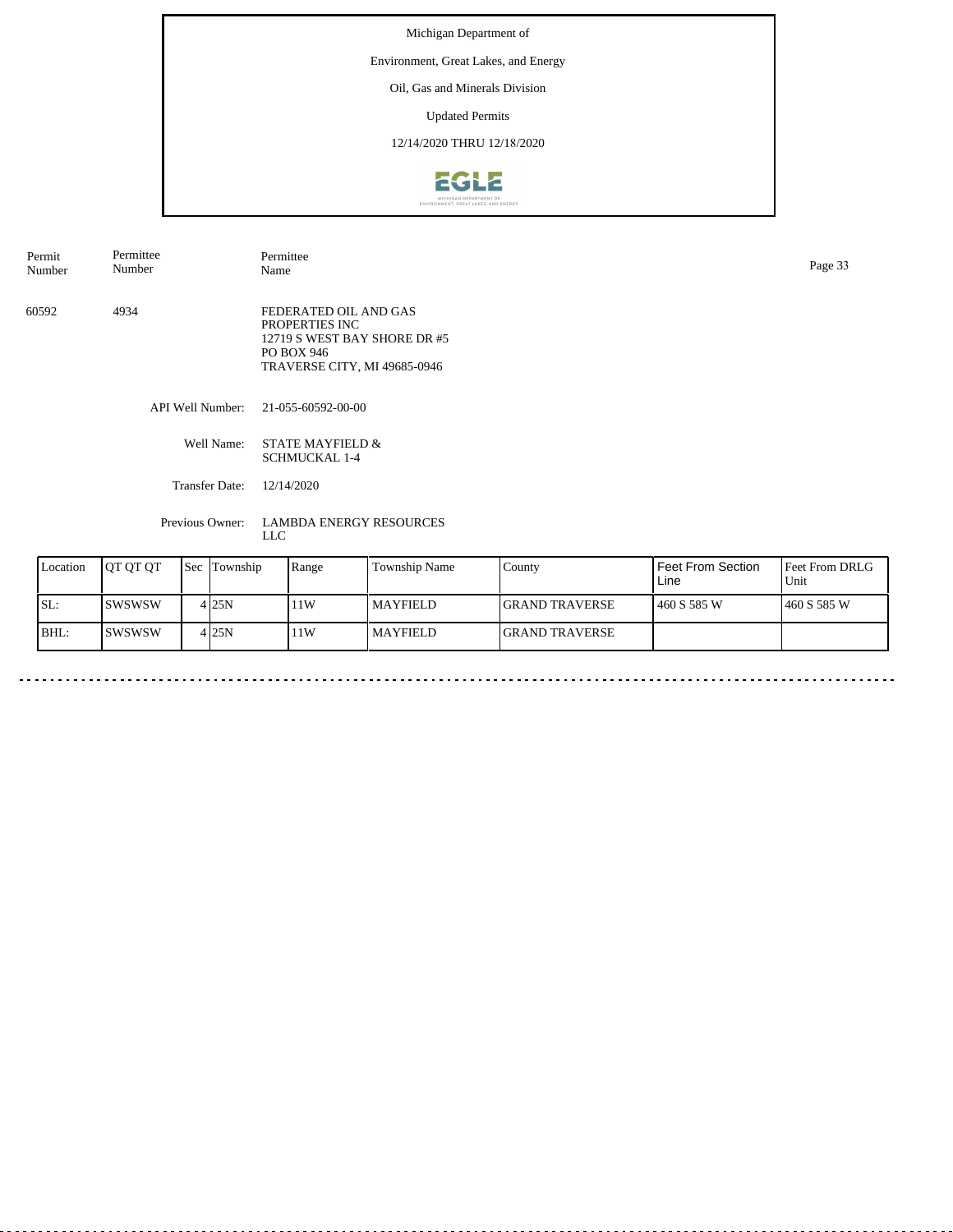Michigan Department of

Environment, Great Lakes, and Energy

Oil, Gas and Minerals Division

Updated Permits

12/14/2020 THRU 12/18/2020

| Permit Number | Permittee Number | Permittee Name |
|---|---|---|
| 60592 | 4934 | FEDERATED OIL AND GAS PROPERTIES INC<br>12719 S WEST BAY SHORE DR #5<br>PO BOX 946<br>TRAVERSE CITY, MI 49685-0946 |

API Well Number: 21-055-60592-00-00

Well Name: STATE MAYFIELD & SCHMUCKAL 1-4

Transfer Date: 12/14/2020

Previous Owner: LAMBDA ENERGY RESOURCES LLC

| Location | QT QT QT | Sec | Township | Range | Township Name | County | Feet From Section Line | Feet From DRLG Unit |
|---|---|---|---|---|---|---|---|---|
| SL: | SWSWSW | 4 | 25N | 11W | MAYFIELD | GRAND TRAVERSE | 460 S 585 W | 460 S 585 W |
| BHL: | SWSWSW | 4 | 25N | 11W | MAYFIELD | GRAND TRAVERSE | | |